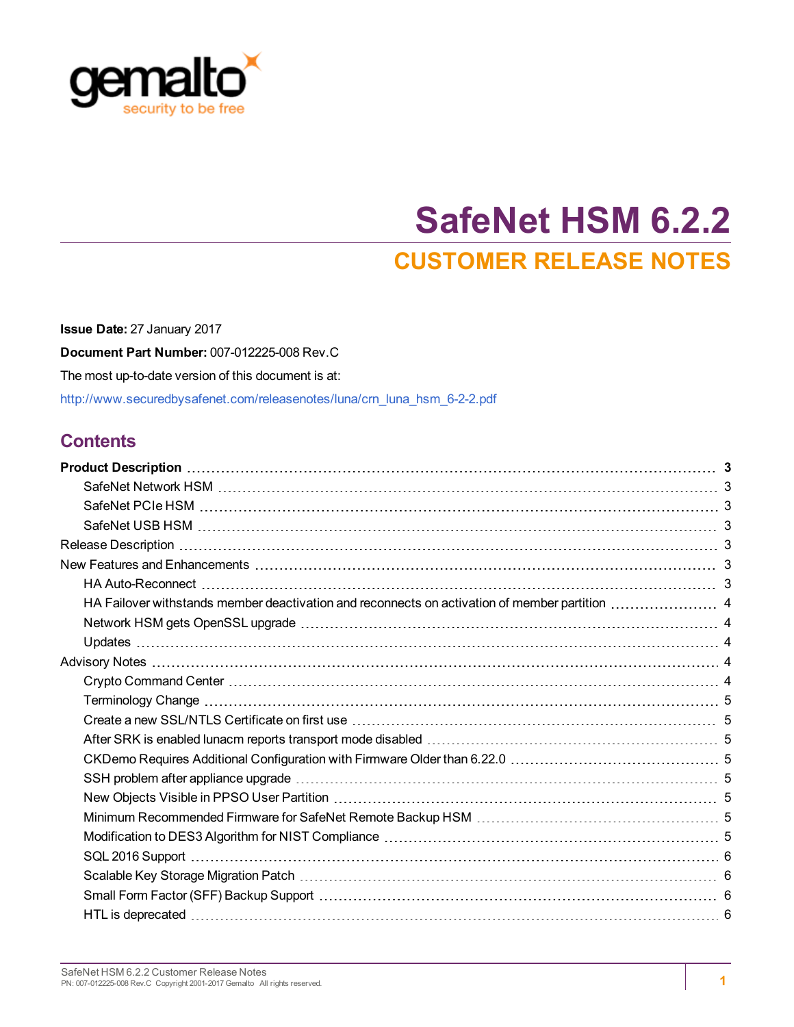# SafeNet HSM 6.2.2

## CUSTOMER RELEASE NOTES

**Issue Date:** 27 January 2017

**Document Part Number:** 007-012225-008 Rev.C

The most up-to-date version of this document is at:

http://www.securedbysafenet.com/releasenotes/luna/crn_luna_hsm_6-2-2.pdf

## Contents

- **Product Description** 3
  - SafeNet Network HSM 3
  - SafeNet PCIe HSM 3
  - SafeNet USB HSM 3
- Release Description 3
- New Features and Enhancements 3
  - HA Auto-Reconnect 3
  - HA Failover withstands member deactivation and reconnects on activation of member partition 4
  - Network HSM gets OpenSSL upgrade 4
  - Updates 4
- Advisory Notes 4
  - Crypto Command Center 4
  - Terminology Change 5
  - Create a new SSL/NTLS Certificate on first use 5
  - After SRK is enabled lunacm reports transport mode disabled 5
  - CKDemo Requires Additional Configuration with Firmware Older than 6.22.0 5
  - SSH problem after appliance upgrade 5
  - New Objects Visible in PPSO User Partition 5
  - Minimum Recommended Firmware for SafeNet Remote Backup HSM 5
  - Modification to DES3 Algorithm for NIST Compliance 5
  - SQL 2016 Support 6
  - Scalable Key Storage Migration Patch 6
  - Small Form Factor (SFF) Backup Support 6
  - HTL is deprecated 6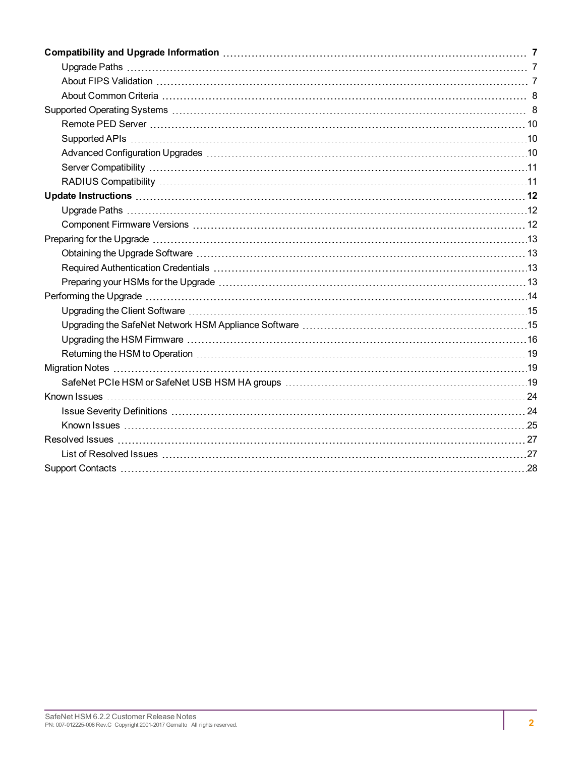**Compatibility and Upgrade Information** 7

- Upgrade Paths 7
- About FIPS Validation 7
- About Common Criteria 8

Supported Operating Systems 8

- Remote PED Server 10
- Supported APIs 10
- Advanced Configuration Upgrades 10
- Server Compatibility 11
- RADIUS Compatibility 11

**Update Instructions** 12

- Upgrade Paths 12
- Component Firmware Versions 12

Preparing for the Upgrade 13

- Obtaining the Upgrade Software 13
- Required Authentication Credentials 13
- Preparing your HSMs for the Upgrade 13

Performing the Upgrade 14

- Upgrading the Client Software 15
- Upgrading the SafeNet Network HSM Appliance Software 15
- Upgrading the HSM Firmware 16
- Returning the HSM to Operation 19

Migration Notes 19

- SafeNet PCIe HSM or SafeNet USB HSM HA groups 19

Known Issues 24

- Issue Severity Definitions 24
- Known Issues 25

Resolved Issues 27

- List of Resolved Issues 27

Support Contacts 28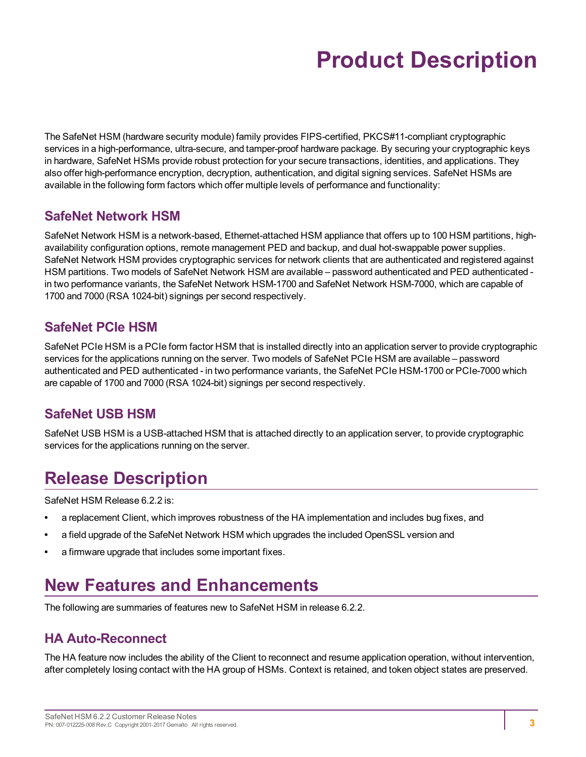# Product Description

The SafeNet HSM (hardware security module) family provides FIPS-certified, PKCS#11-compliant cryptographic services in a high-performance, ultra-secure, and tamper-proof hardware package. By securing your cryptographic keys in hardware, SafeNet HSMs provide robust protection for your secure transactions, identities, and applications. They also offer high-performance encryption, decryption, authentication, and digital signing services. SafeNet HSMs are available in the following form factors which offer multiple levels of performance and functionality:

## SafeNet Network HSM

SafeNet Network HSM is a network-based, Ethernet-attached HSM appliance that offers up to 100 HSM partitions, high-availability configuration options, remote management PED and backup, and dual hot-swappable power supplies. SafeNet Network HSM provides cryptographic services for network clients that are authenticated and registered against HSM partitions. Two models of SafeNet Network HSM are available – password authenticated and PED authenticated - in two performance variants, the SafeNet Network HSM-1700 and SafeNet Network HSM-7000, which are capable of 1700 and 7000 (RSA 1024-bit) signings per second respectively.

## SafeNet PCIe HSM

SafeNet PCIe HSM is a PCIe form factor HSM that is installed directly into an application server to provide cryptographic services for the applications running on the server. Two models of SafeNet PCIe HSM are available – password authenticated and PED authenticated - in two performance variants, the SafeNet PCIe HSM-1700 or PCIe-7000 which are capable of 1700 and 7000 (RSA 1024-bit) signings per second respectively.

## SafeNet USB HSM

SafeNet USB HSM is a USB-attached HSM that is attached directly to an application server, to provide cryptographic services for the applications running on the server.

# Release Description

SafeNet HSM Release 6.2.2 is:

- a replacement Client, which improves robustness of the HA implementation and includes bug fixes, and
- a field upgrade of the SafeNet Network HSM which upgrades the included OpenSSL version and
- a firmware upgrade that includes some important fixes.

# New Features and Enhancements

The following are summaries of features new to SafeNet HSM in release 6.2.2.

## HA Auto-Reconnect

The HA feature now includes the ability of the Client to reconnect and resume application operation, without intervention, after completely losing contact with the HA group of HSMs. Context is retained, and token object states are preserved.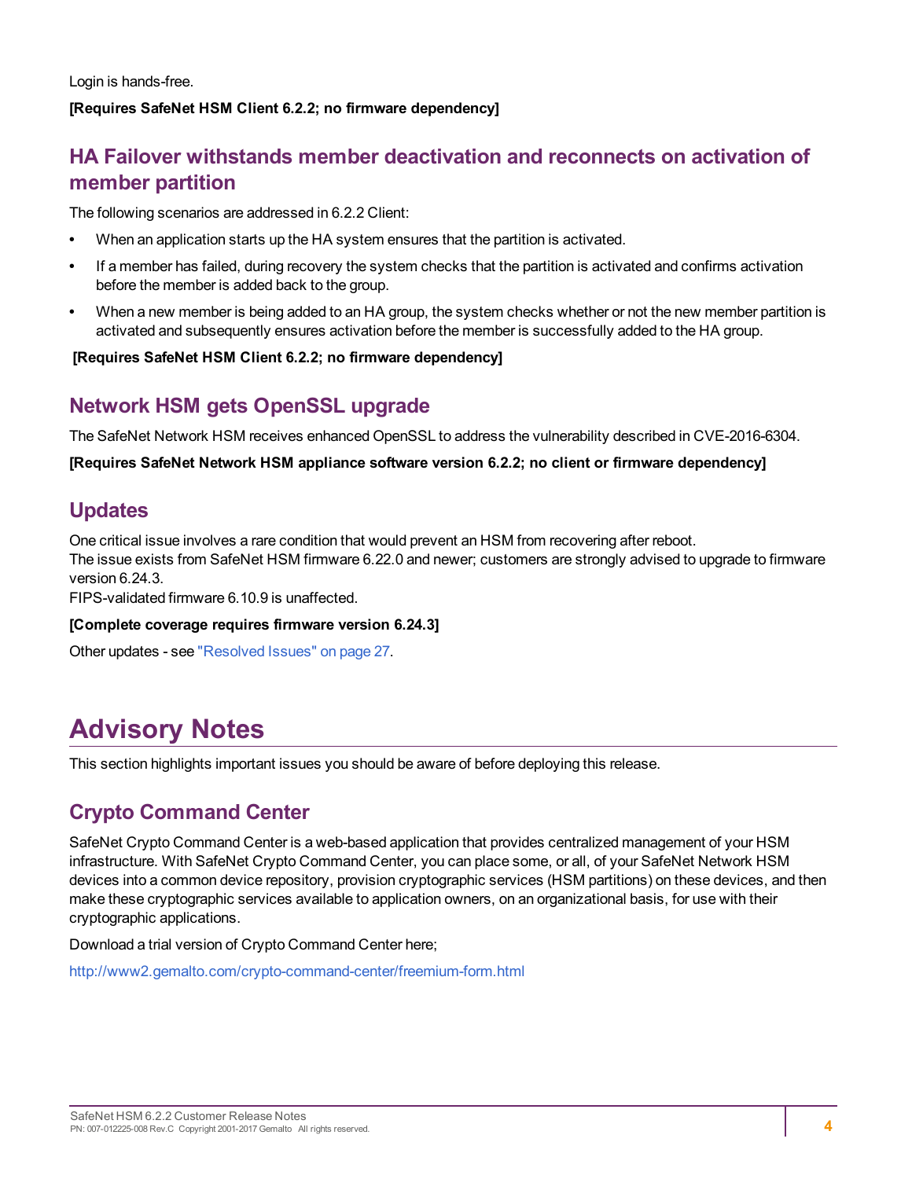Login is hands-free.

**[Requires SafeNet HSM Client 6.2.2; no firmware dependency]**

## HA Failover withstands member deactivation and reconnects on activation of member partition

The following scenarios are addressed in 6.2.2 Client:

- When an application starts up the HA system ensures that the partition is activated.
- If a member has failed, during recovery the system checks that the partition is activated and confirms activation before the member is added back to the group.
- When a new member is being added to an HA group, the system checks whether or not the new member partition is activated and subsequently ensures activation before the member is successfully added to the HA group.

**[Requires SafeNet HSM Client 6.2.2; no firmware dependency]**

## Network HSM gets OpenSSL upgrade

The SafeNet Network HSM receives enhanced OpenSSL to address the vulnerability described in CVE-2016-6304.

**[Requires SafeNet Network HSM appliance software version 6.2.2; no client or firmware dependency]**

## Updates

One critical issue involves a rare condition that would prevent an HSM from recovering after reboot.
The issue exists from SafeNet HSM firmware 6.22.0 and newer; customers are strongly advised to upgrade to firmware version 6.24.3.
FIPS-validated firmware 6.10.9 is unaffected.

**[Complete coverage requires firmware version 6.24.3]**

Other updates - see "Resolved Issues" on page 27.

# Advisory Notes

This section highlights important issues you should be aware of before deploying this release.

## Crypto Command Center

SafeNet Crypto Command Center is a web-based application that provides centralized management of your HSM infrastructure. With SafeNet Crypto Command Center, you can place some, or all, of your SafeNet Network HSM devices into a common device repository, provision cryptographic services (HSM partitions) on these devices, and then make these cryptographic services available to application owners, on an organizational basis, for use with their cryptographic applications.

Download a trial version of Crypto Command Center here;

http://www2.gemalto.com/crypto-command-center/freemium-form.html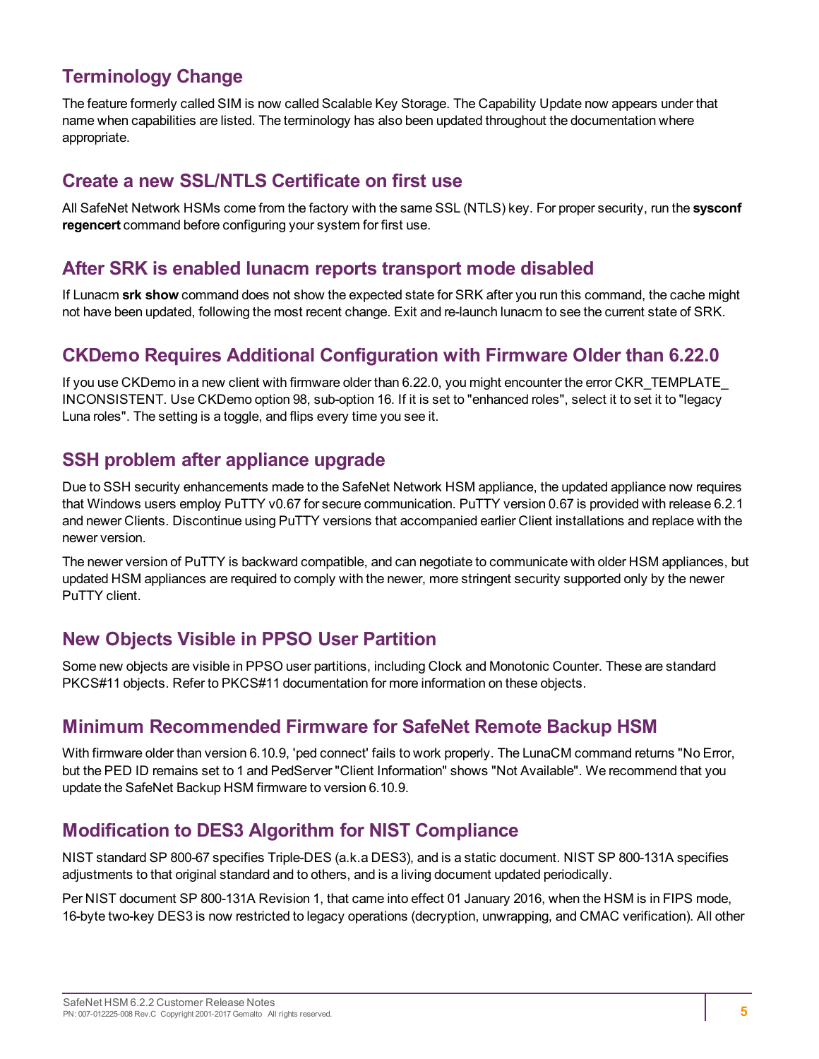## Terminology Change

The feature formerly called SIM is now called Scalable Key Storage. The Capability Update now appears under that name when capabilities are listed. The terminology has also been updated throughout the documentation where appropriate.

## Create a new SSL/NTLS Certificate on first use

All SafeNet Network HSMs come from the factory with the same SSL (NTLS) key. For proper security, run the **sysconf regencert** command before configuring your system for first use.

## After SRK is enabled lunacm reports transport mode disabled

If Lunacm **srk show** command does not show the expected state for SRK after you run this command, the cache might not have been updated, following the most recent change. Exit and re-launch lunacm to see the current state of SRK.

## CKDemo Requires Additional Configuration with Firmware Older than 6.22.0

If you use CKDemo in a new client with firmware older than 6.22.0, you might encounter the error CKR_TEMPLATE_INCONSISTENT. Use CKDemo option 98, sub-option 16. If it is set to "enhanced roles", select it to set it to "legacy Luna roles". The setting is a toggle, and flips every time you see it.

## SSH problem after appliance upgrade

Due to SSH security enhancements made to the SafeNet Network HSM appliance, the updated appliance now requires that Windows users employ PuTTY v0.67 for secure communication. PuTTY version 0.67 is provided with release 6.2.1 and newer Clients. Discontinue using PuTTY versions that accompanied earlier Client installations and replace with the newer version.

The newer version of PuTTY is backward compatible, and can negotiate to communicate with older HSM appliances, but updated HSM appliances are required to comply with the newer, more stringent security supported only by the newer PuTTY client.

## New Objects Visible in PPSO User Partition

Some new objects are visible in PPSO user partitions, including Clock and Monotonic Counter. These are standard PKCS#11 objects. Refer to PKCS#11 documentation for more information on these objects.

## Minimum Recommended Firmware for SafeNet Remote Backup HSM

With firmware older than version 6.10.9, 'ped connect' fails to work properly. The LunaCM command returns "No Error, but the PED ID remains set to 1 and PedServer "Client Information" shows "Not Available". We recommend that you update the SafeNet Backup HSM firmware to version 6.10.9.

## Modification to DES3 Algorithm for NIST Compliance

NIST standard SP 800-67 specifies Triple-DES (a.k.a DES3), and is a static document. NIST SP 800-131A specifies adjustments to that original standard and to others, and is a living document updated periodically.

Per NIST document SP 800-131A Revision 1, that came into effect 01 January 2016, when the HSM is in FIPS mode, 16-byte two-key DES3 is now restricted to legacy operations (decryption, unwrapping, and CMAC verification). All other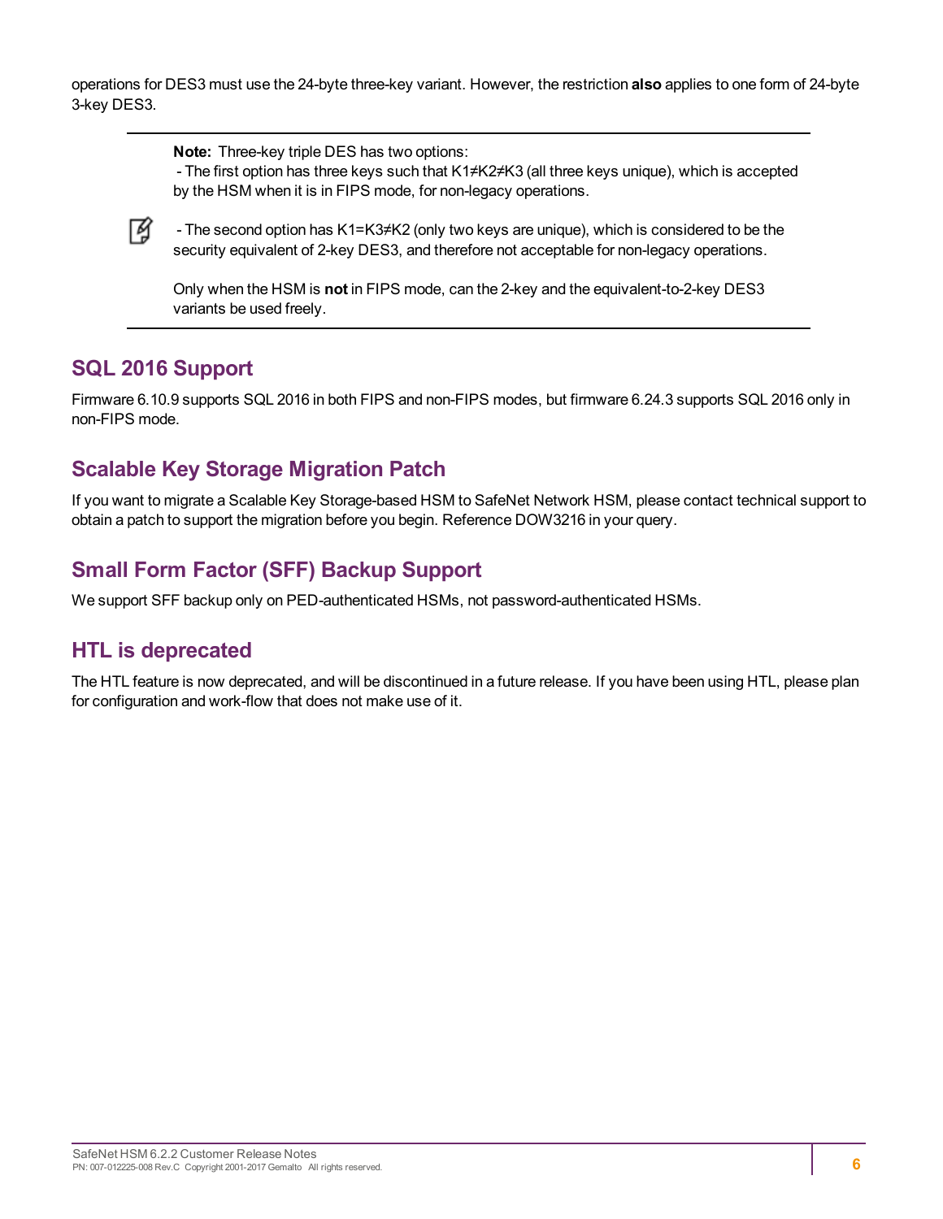operations for DES3 must use the 24-byte three-key variant. However, the restriction **also** applies to one form of 24-byte 3-key DES3.

> **Note:** Three-key triple DES has two options:
> - The first option has three keys such that K1≠K2≠K3 (all three keys unique), which is accepted by the HSM when it is in FIPS mode, for non-legacy operations.
> - The second option has K1=K3≠K2 (only two keys are unique), which is considered to be the security equivalent of 2-key DES3, and therefore not acceptable for non-legacy operations.
>
> Only when the HSM is **not** in FIPS mode, can the 2-key and the equivalent-to-2-key DES3 variants be used freely.

## SQL 2016 Support

Firmware 6.10.9 supports SQL 2016 in both FIPS and non-FIPS modes, but firmware 6.24.3 supports SQL 2016 only in non-FIPS mode.

## Scalable Key Storage Migration Patch

If you want to migrate a Scalable Key Storage-based HSM to SafeNet Network HSM, please contact technical support to obtain a patch to support the migration before you begin. Reference DOW3216 in your query.

## Small Form Factor (SFF) Backup Support

We support SFF backup only on PED-authenticated HSMs, not password-authenticated HSMs.

## HTL is deprecated

The HTL feature is now deprecated, and will be discontinued in a future release. If you have been using HTL, please plan for configuration and work-flow that does not make use of it.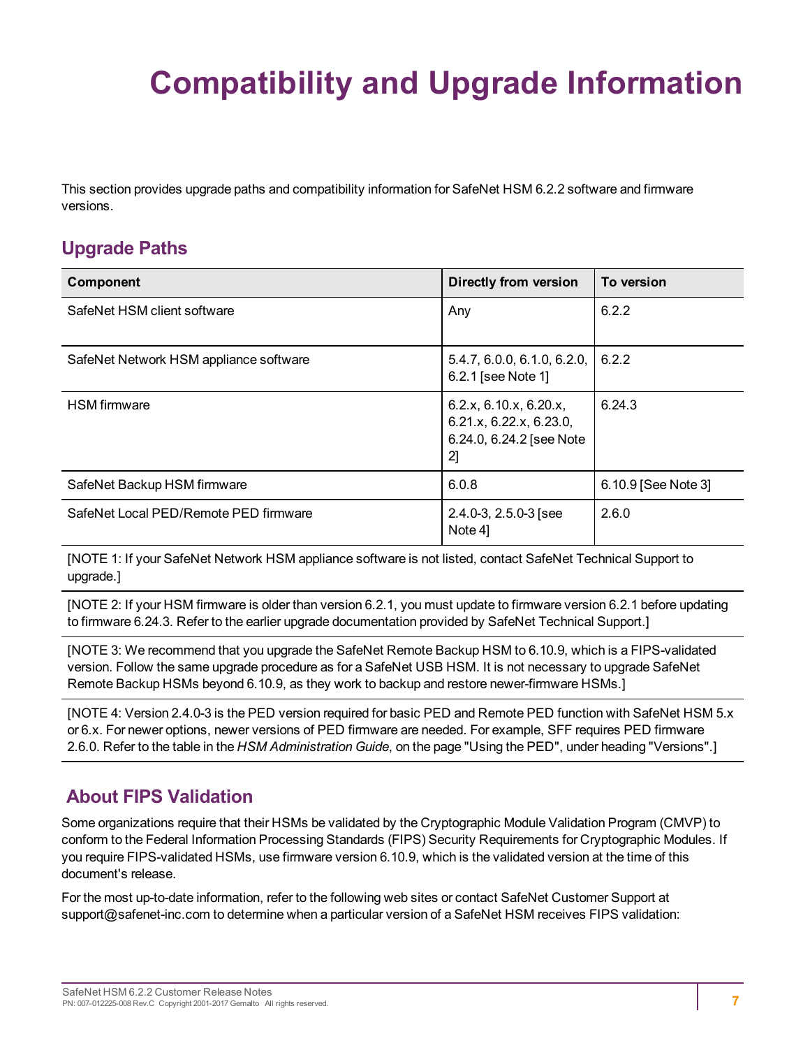# Compatibility and Upgrade Information

This section provides upgrade paths and compatibility information for SafeNet HSM 6.2.2 software and firmware versions.

## Upgrade Paths

| Component | Directly from version | To version |
|---|---|---|
| SafeNet HSM client software | Any | 6.2.2 |
| SafeNet Network HSM appliance software | 5.4.7, 6.0.0, 6.1.0, 6.2.0, 6.2.1 [see Note 1] | 6.2.2 |
| HSM firmware | 6.2.x, 6.10.x, 6.20.x, 6.21.x, 6.22.x, 6.23.0, 6.24.0, 6.24.2 [see Note 2] | 6.24.3 |
| SafeNet Backup HSM firmware | 6.0.8 | 6.10.9 [See Note 3] |
| SafeNet Local PED/Remote PED firmware | 2.4.0-3, 2.5.0-3 [see Note 4] | 2.6.0 |

[NOTE 1: If your SafeNet Network HSM appliance software is not listed, contact SafeNet Technical Support to upgrade.]

[NOTE 2: If your HSM firmware is older than version 6.2.1, you must update to firmware version 6.2.1 before updating to firmware 6.24.3. Refer to the earlier upgrade documentation provided by SafeNet Technical Support.]

[NOTE 3: We recommend that you upgrade the SafeNet Remote Backup HSM to 6.10.9, which is a FIPS-validated version. Follow the same upgrade procedure as for a SafeNet USB HSM. It is not necessary to upgrade SafeNet Remote Backup HSMs beyond 6.10.9, as they work to backup and restore newer-firmware HSMs.]

[NOTE 4: Version 2.4.0-3 is the PED version required for basic PED and Remote PED function with SafeNet HSM 5.x or 6.x. For newer options, newer versions of PED firmware are needed. For example, SFF requires PED firmware 2.6.0. Refer to the table in the *HSM Administration Guide*, on the page "Using the PED", under heading "Versions".]

## About FIPS Validation

Some organizations require that their HSMs be validated by the Cryptographic Module Validation Program (CMVP) to conform to the Federal Information Processing Standards (FIPS) Security Requirements for Cryptographic Modules. If you require FIPS-validated HSMs, use firmware version 6.10.9, which is the validated version at the time of this document's release.

For the most up-to-date information, refer to the following web sites or contact SafeNet Customer Support at support@safenet-inc.com to determine when a particular version of a SafeNet HSM receives FIPS validation: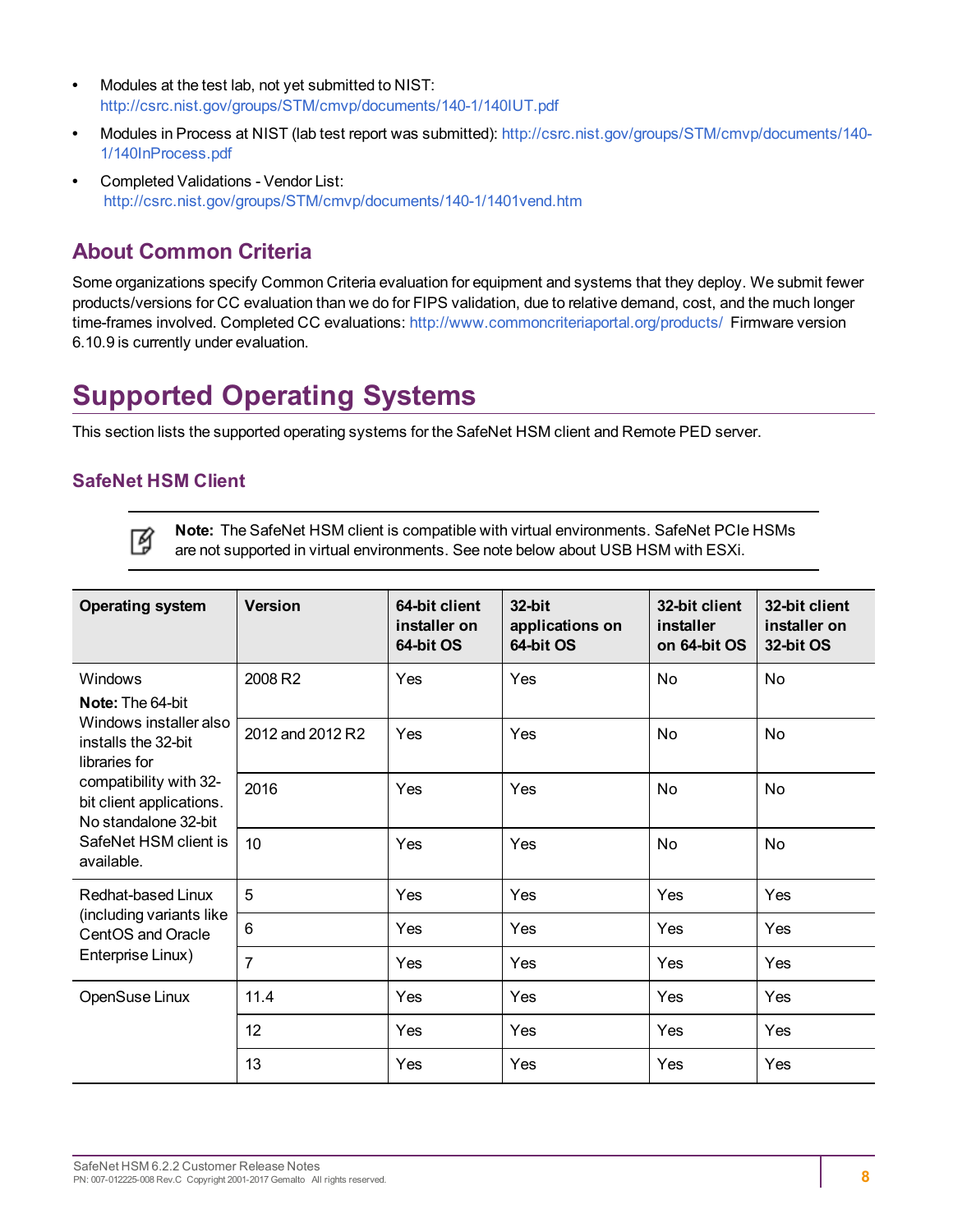- Modules at the test lab, not yet submitted to NIST: http://csrc.nist.gov/groups/STM/cmvp/documents/140-1/140IUT.pdf
- Modules in Process at NIST (lab test report was submitted): http://csrc.nist.gov/groups/STM/cmvp/documents/140-1/140InProcess.pdf
- Completed Validations - Vendor List: http://csrc.nist.gov/groups/STM/cmvp/documents/140-1/1401vend.htm

## About Common Criteria

Some organizations specify Common Criteria evaluation for equipment and systems that they deploy. We submit fewer products/versions for CC evaluation than we do for FIPS validation, due to relative demand, cost, and the much longer time-frames involved. Completed CC evaluations: http://www.commoncriteriaportal.org/products/ Firmware version 6.10.9 is currently under evaluation.

# Supported Operating Systems

This section lists the supported operating systems for the SafeNet HSM client and Remote PED server.

## SafeNet HSM Client

**Note:** The SafeNet HSM client is compatible with virtual environments. SafeNet PCIe HSMs are not supported in virtual environments. See note below about USB HSM with ESXi.

| Operating system | Version | 64-bit client installer on 64-bit OS | 32-bit applications on 64-bit OS | 32-bit client installer on 64-bit OS | 32-bit client installer on 32-bit OS |
|---|---|---|---|---|---|
| Windows **Note:** The 64-bit Windows installer also installs the 32-bit libraries for compatibility with 32-bit client applications. No standalone 32-bit SafeNet HSM client is available. | 2008 R2 | Yes | Yes | No | No |
| | 2012 and 2012 R2 | Yes | Yes | No | No |
| | 2016 | Yes | Yes | No | No |
| | 10 | Yes | Yes | No | No |
| Redhat-based Linux (including variants like CentOS and Oracle Enterprise Linux) | 5 | Yes | Yes | Yes | Yes |
| | 6 | Yes | Yes | Yes | Yes |
| | 7 | Yes | Yes | Yes | Yes |
| OpenSuse Linux | 11.4 | Yes | Yes | Yes | Yes |
| | 12 | Yes | Yes | Yes | Yes |
| | 13 | Yes | Yes | Yes | Yes |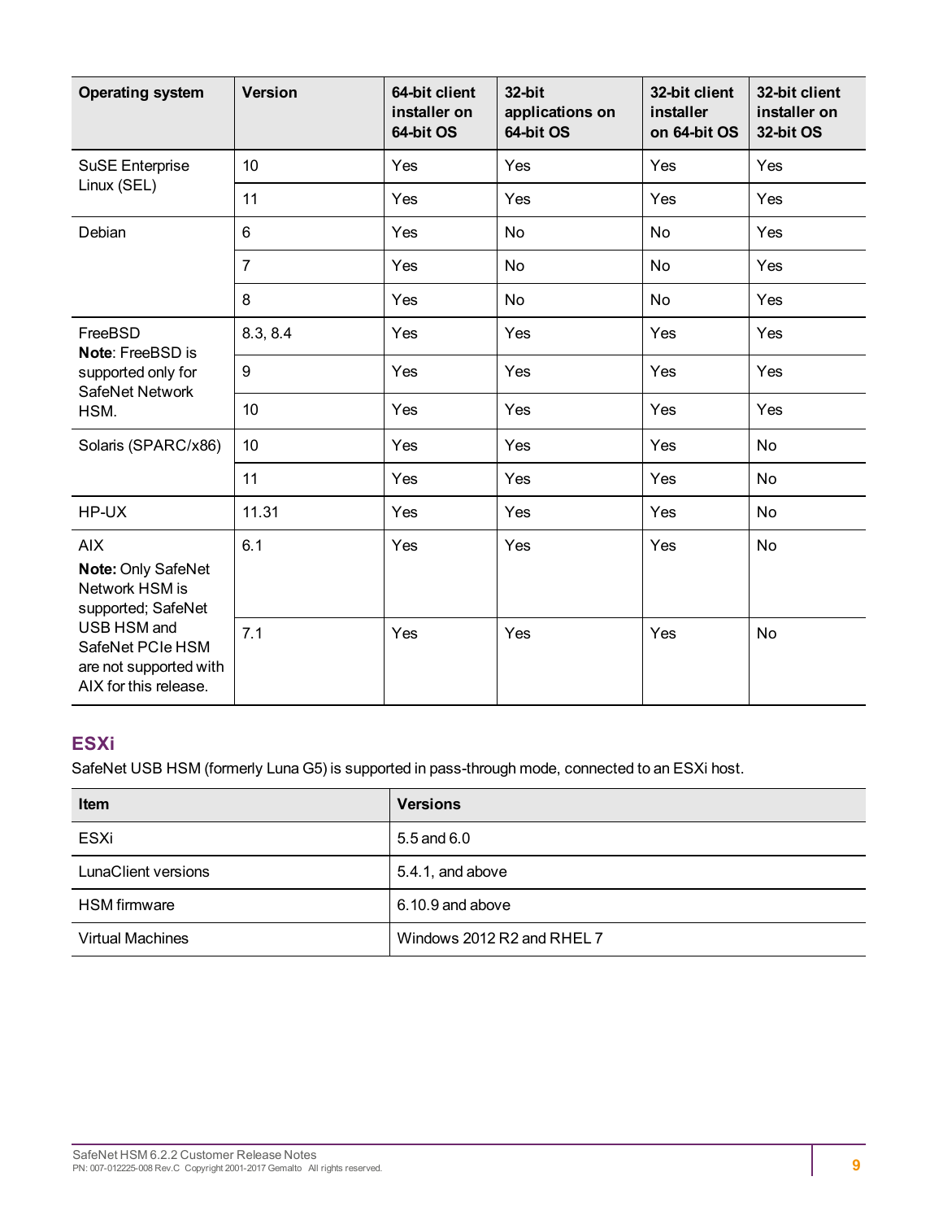| Operating system | Version | 64-bit client installer on 64-bit OS | 32-bit applications on 64-bit OS | 32-bit client installer on 64-bit OS | 32-bit client installer on 32-bit OS |
|---|---|---|---|---|---|
| SuSE Enterprise Linux (SEL) | 10 | Yes | Yes | Yes | Yes |
| | 11 | Yes | Yes | Yes | Yes |
| Debian | 6 | Yes | No | No | Yes |
| | 7 | Yes | No | No | Yes |
| | 8 | Yes | No | No | Yes |
| FreeBSD **Note**: FreeBSD is supported only for SafeNet Network HSM. | 8.3, 8.4 | Yes | Yes | Yes | Yes |
| | 9 | Yes | Yes | Yes | Yes |
| | 10 | Yes | Yes | Yes | Yes |
| Solaris (SPARC/x86) | 10 | Yes | Yes | Yes | No |
| | 11 | Yes | Yes | Yes | No |
| HP-UX | 11.31 | Yes | Yes | Yes | No |
| AIX **Note:** Only SafeNet Network HSM is supported; SafeNet USB HSM and SafeNet PCIe HSM are not supported with AIX for this release. | 6.1 | Yes | Yes | Yes | No |
| | 7.1 | Yes | Yes | Yes | No |

## ESXi

SafeNet USB HSM (formerly Luna G5) is supported in pass-through mode, connected to an ESXi host.

| Item | Versions |
|---|---|
| ESXi | 5.5 and 6.0 |
| LunaClient versions | 5.4.1, and above |
| HSM firmware | 6.10.9 and above |
| Virtual Machines | Windows 2012 R2 and RHEL 7 |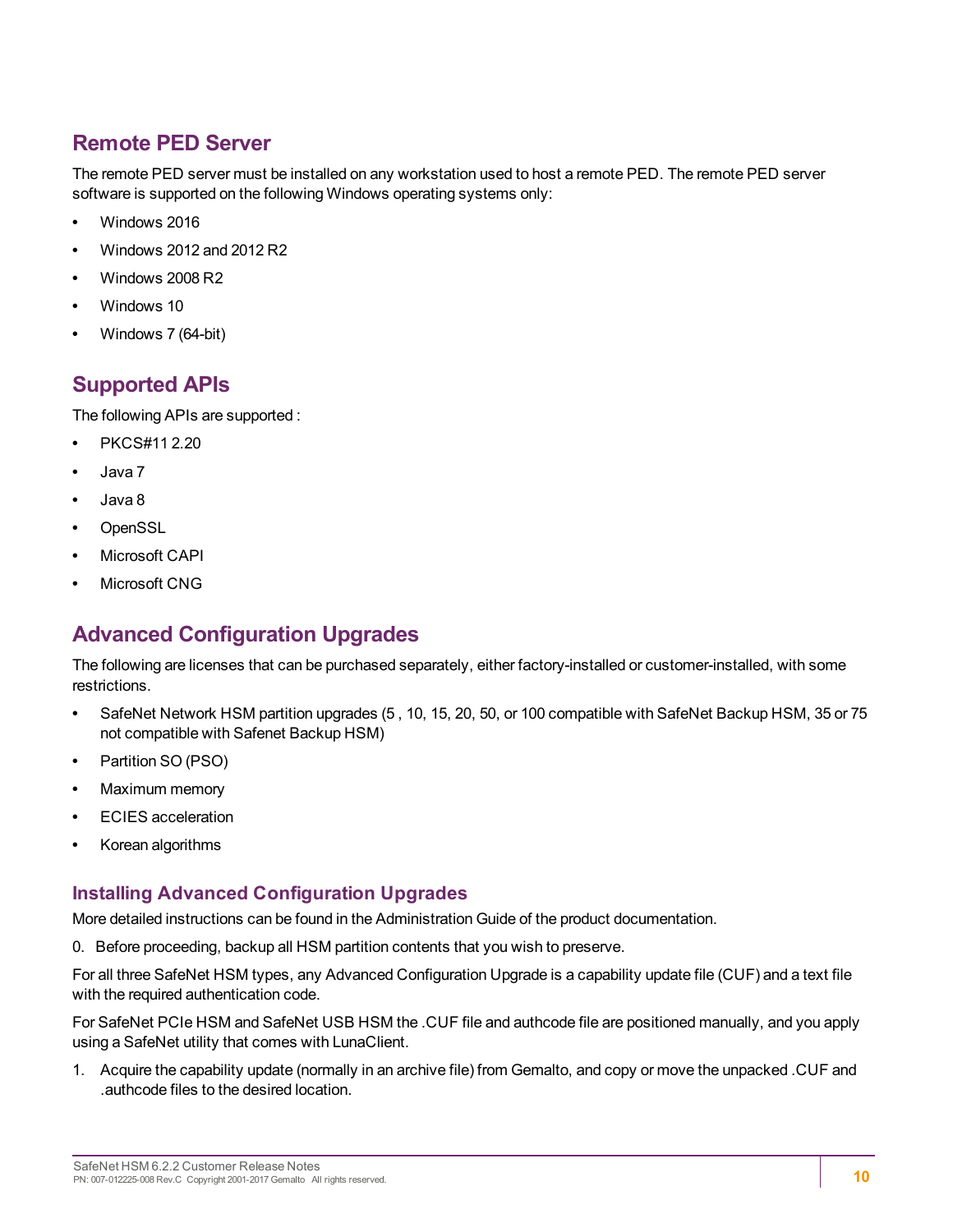## Remote PED Server

The remote PED server must be installed on any workstation used to host a remote PED. The remote PED server software is supported on the following Windows operating systems only:

- Windows 2016
- Windows 2012 and 2012 R2
- Windows 2008 R2
- Windows 10
- Windows 7 (64-bit)

## Supported APIs

The following APIs are supported :

- PKCS#11 2.20
- Java 7
- Java 8
- OpenSSL
- Microsoft CAPI
- Microsoft CNG

## Advanced Configuration Upgrades

The following are licenses that can be purchased separately, either factory-installed or customer-installed, with some restrictions.

- SafeNet Network HSM partition upgrades (5 , 10, 15, 20, 50, or 100 compatible with SafeNet Backup HSM, 35 or 75 not compatible with Safenet Backup HSM)
- Partition SO (PSO)
- Maximum memory
- ECIES acceleration
- Korean algorithms

### Installing Advanced Configuration Upgrades

More detailed instructions can be found in the Administration Guide of the product documentation.

0. Before proceeding, backup all HSM partition contents that you wish to preserve.

For all three SafeNet HSM types, any Advanced Configuration Upgrade is a capability update file (CUF) and a text file with the required authentication code.

For SafeNet PCIe HSM and SafeNet USB HSM the .CUF file and authcode file are positioned manually, and you apply using a SafeNet utility that comes with LunaClient.

1. Acquire the capability update (normally in an archive file) from Gemalto, and copy or move the unpacked .CUF and .authcode files to the desired location.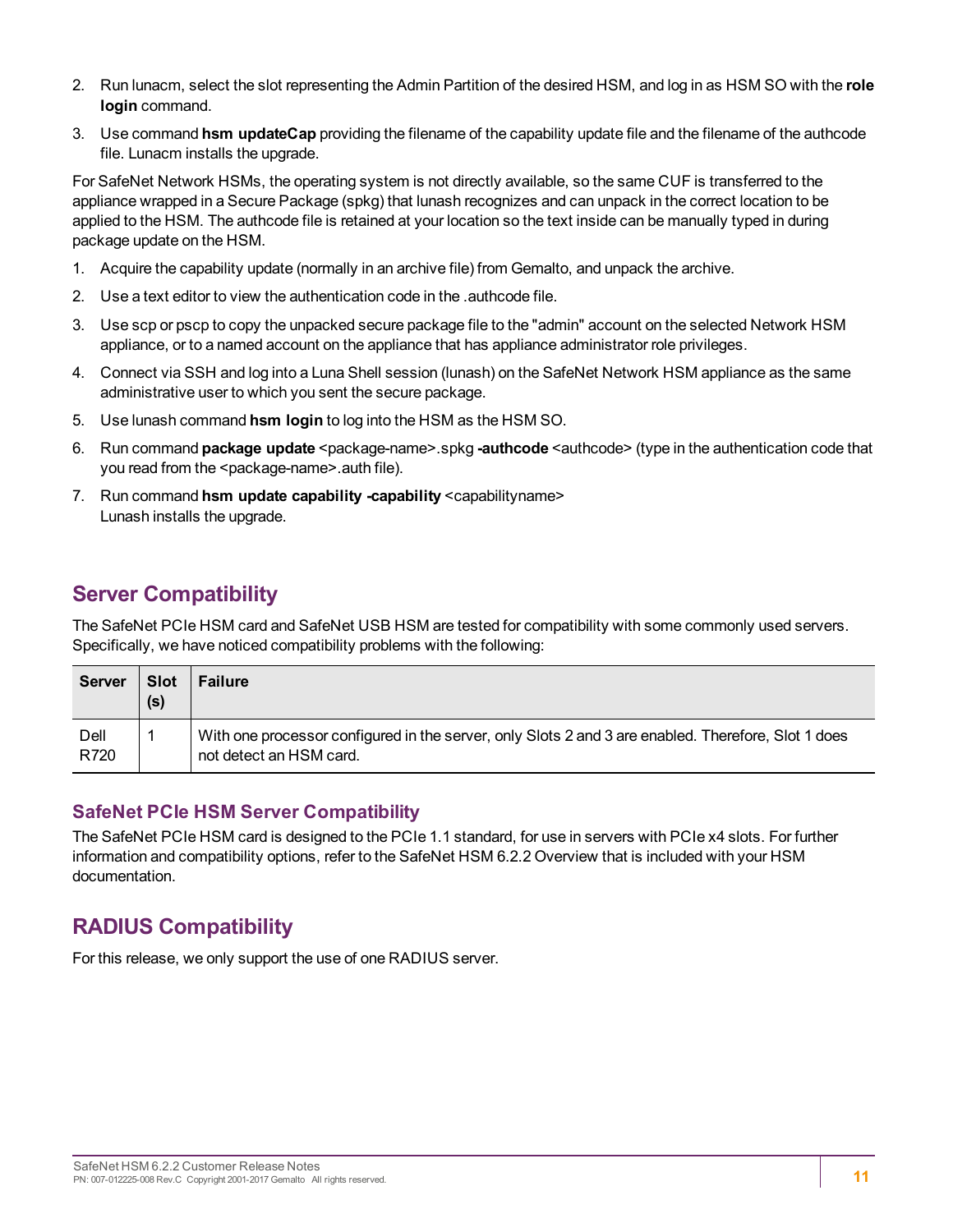2. Run lunacm, select the slot representing the Admin Partition of the desired HSM, and log in as HSM SO with the **role login** command.
3. Use command **hsm updateCap** providing the filename of the capability update file and the filename of the authcode file. Lunacm installs the upgrade.

For SafeNet Network HSMs, the operating system is not directly available, so the same CUF is transferred to the appliance wrapped in a Secure Package (spkg) that lunash recognizes and can unpack in the correct location to be applied to the HSM. The authcode file is retained at your location so the text inside can be manually typed in during package update on the HSM.

1. Acquire the capability update (normally in an archive file) from Gemalto, and unpack the archive.
2. Use a text editor to view the authentication code in the .authcode file.
3. Use scp or pscp to copy the unpacked secure package file to the "admin" account on the selected Network HSM appliance, or to a named account on the appliance that has appliance administrator role privileges.
4. Connect via SSH and log into a Luna Shell session (lunash) on the SafeNet Network HSM appliance as the same administrative user to which you sent the secure package.
5. Use lunash command **hsm login** to log into the HSM as the HSM SO.
6. Run command **package update** <package-name>.spkg **-authcode** <authcode> (type in the authentication code that you read from the <package-name>.auth file).
7. Run command **hsm update capability -capability** <capabilityname>
   Lunash installs the upgrade.

## Server Compatibility

The SafeNet PCIe HSM card and SafeNet USB HSM are tested for compatibility with some commonly used servers. Specifically, we have noticed compatibility problems with the following:

| Server | Slot (s) | Failure |
| --- | --- | --- |
| Dell R720 | 1 | With one processor configured in the server, only Slots 2 and 3 are enabled. Therefore, Slot 1 does not detect an HSM card. |

### SafeNet PCIe HSM Server Compatibility

The SafeNet PCIe HSM card is designed to the PCIe 1.1 standard, for use in servers with PCIe x4 slots. For further information and compatibility options, refer to the SafeNet HSM 6.2.2 Overview that is included with your HSM documentation.

## RADIUS Compatibility

For this release, we only support the use of one RADIUS server.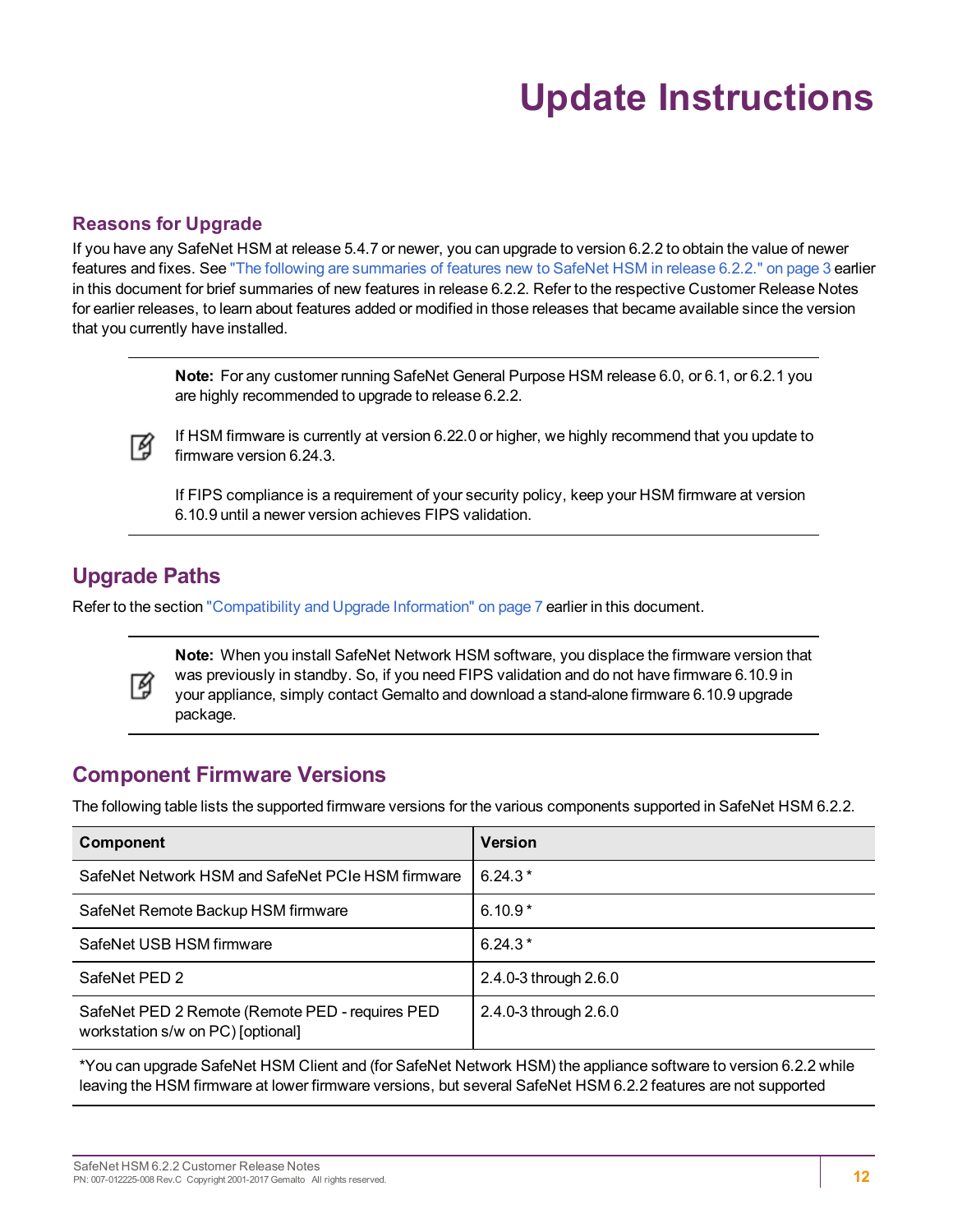# Update Instructions

## Reasons for Upgrade

If you have any SafeNet HSM at release 5.4.7 or newer, you can upgrade to version 6.2.2 to obtain the value of newer features and fixes. See "The following are summaries of features new to SafeNet HSM in release 6.2.2." on page 3 earlier in this document for brief summaries of new features in release 6.2.2. Refer to the respective Customer Release Notes for earlier releases, to learn about features added or modified in those releases that became available since the version that you currently have installed.

> **Note:** For any customer running SafeNet General Purpose HSM release 6.0, or 6.1, or 6.2.1 you are highly recommended to upgrade to release 6.2.2.
>
> If HSM firmware is currently at version 6.22.0 or higher, we highly recommend that you update to firmware version 6.24.3.
>
> If FIPS compliance is a requirement of your security policy, keep your HSM firmware at version 6.10.9 until a newer version achieves FIPS validation.

## Upgrade Paths

Refer to the section "Compatibility and Upgrade Information" on page 7 earlier in this document.

> **Note:** When you install SafeNet Network HSM software, you displace the firmware version that was previously in standby. So, if you need FIPS validation and do not have firmware 6.10.9 in your appliance, simply contact Gemalto and download a stand-alone firmware 6.10.9 upgrade package.

## Component Firmware Versions

The following table lists the supported firmware versions for the various components supported in SafeNet HSM 6.2.2.

| Component | Version |
|---|---|
| SafeNet Network HSM and SafeNet PCIe HSM firmware | 6.24.3 * |
| SafeNet Remote Backup HSM firmware | 6.10.9 * |
| SafeNet USB HSM firmware | 6.24.3 * |
| SafeNet PED 2 | 2.4.0-3 through 2.6.0 |
| SafeNet PED 2 Remote (Remote PED - requires PED workstation s/w on PC) [optional] | 2.4.0-3 through 2.6.0 |

*You can upgrade SafeNet HSM Client and (for SafeNet Network HSM) the appliance software to version 6.2.2 while leaving the HSM firmware at lower firmware versions, but several SafeNet HSM 6.2.2 features are not supported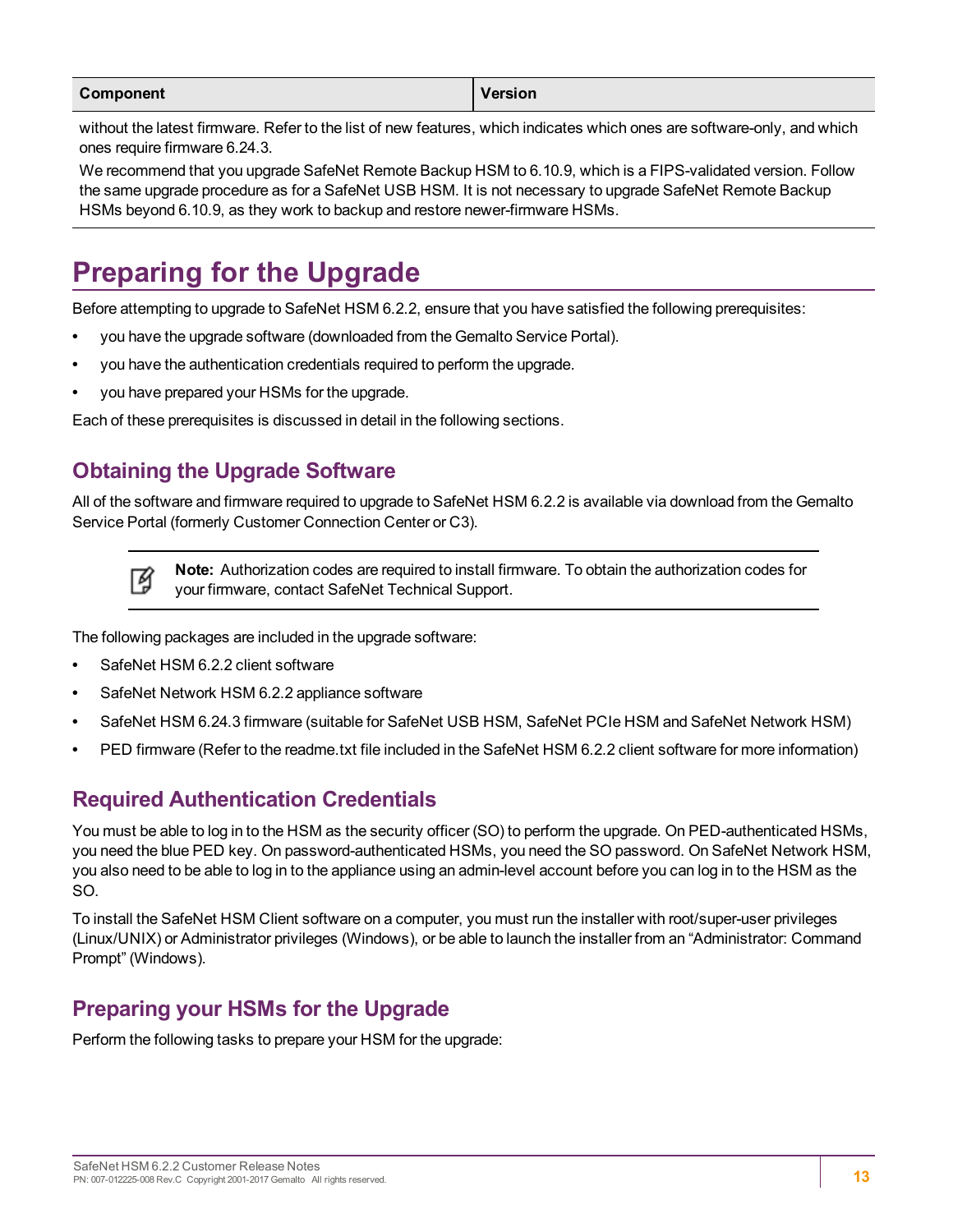| Component | Version |
| --- | --- |
| without the latest firmware. Refer to the list of new features, which indicates which ones are software-only, and which ones require firmware 6.24.3.<br>We recommend that you upgrade SafeNet Remote Backup HSM to 6.10.9, which is a FIPS-validated version. Follow the same upgrade procedure as for a SafeNet USB HSM. It is not necessary to upgrade SafeNet Remote Backup HSMs beyond 6.10.9, as they work to backup and restore newer-firmware HSMs. | |

# Preparing for the Upgrade

Before attempting to upgrade to SafeNet HSM 6.2.2, ensure that you have satisfied the following prerequisites:

- you have the upgrade software (downloaded from the Gemalto Service Portal).
- you have the authentication credentials required to perform the upgrade.
- you have prepared your HSMs for the upgrade.

Each of these prerequisites is discussed in detail in the following sections.

## Obtaining the Upgrade Software

All of the software and firmware required to upgrade to SafeNet HSM 6.2.2 is available via download from the Gemalto Service Portal (formerly Customer Connection Center or C3).

> **Note:** Authorization codes are required to install firmware. To obtain the authorization codes for your firmware, contact SafeNet Technical Support.

The following packages are included in the upgrade software:

- SafeNet HSM 6.2.2 client software
- SafeNet Network HSM 6.2.2 appliance software
- SafeNet HSM 6.24.3 firmware (suitable for SafeNet USB HSM, SafeNet PCIe HSM and SafeNet Network HSM)
- PED firmware (Refer to the readme.txt file included in the SafeNet HSM 6.2.2 client software for more information)

## Required Authentication Credentials

You must be able to log in to the HSM as the security officer (SO) to perform the upgrade. On PED-authenticated HSMs, you need the blue PED key. On password-authenticated HSMs, you need the SO password. On SafeNet Network HSM, you also need to be able to log in to the appliance using an admin-level account before you can log in to the HSM as the SO.

To install the SafeNet HSM Client software on a computer, you must run the installer with root/super-user privileges (Linux/UNIX) or Administrator privileges (Windows), or be able to launch the installer from an “Administrator: Command Prompt” (Windows).

## Preparing your HSMs for the Upgrade

Perform the following tasks to prepare your HSM for the upgrade: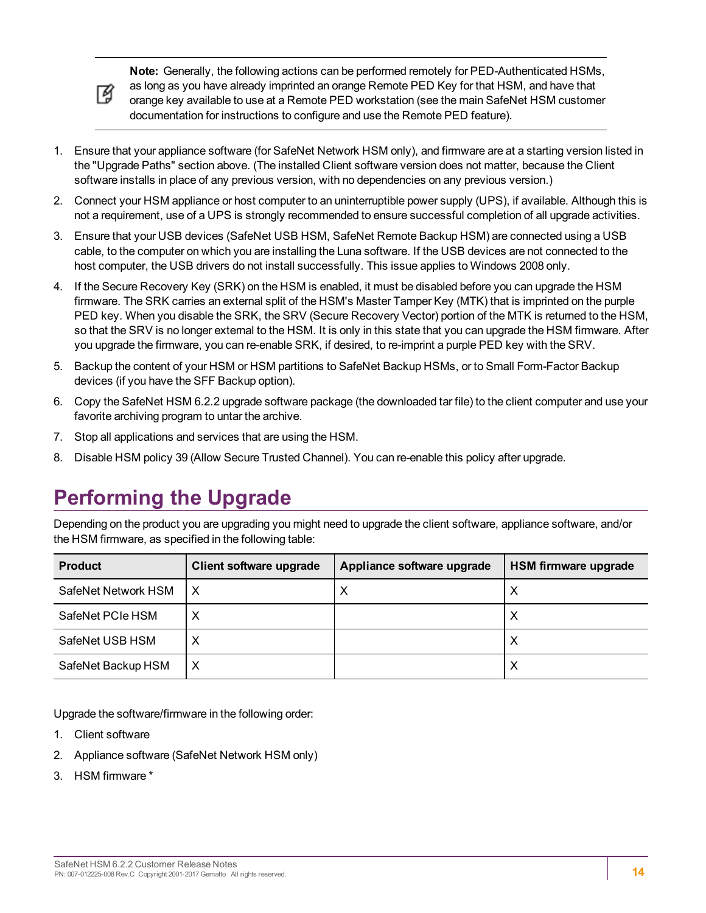> **Note:** Generally, the following actions can be performed remotely for PED-Authenticated HSMs, as long as you have already imprinted an orange Remote PED Key for that HSM, and have that orange key available to use at a Remote PED workstation (see the main SafeNet HSM customer documentation for instructions to configure and use the Remote PED feature).

1. Ensure that your appliance software (for SafeNet Network HSM only), and firmware are at a starting version listed in the "Upgrade Paths" section above. (The installed Client software version does not matter, because the Client software installs in place of any previous version, with no dependencies on any previous version.)
2. Connect your HSM appliance or host computer to an uninterruptible power supply (UPS), if available. Although this is not a requirement, use of a UPS is strongly recommended to ensure successful completion of all upgrade activities.
3. Ensure that your USB devices (SafeNet USB HSM, SafeNet Remote Backup HSM) are connected using a USB cable, to the computer on which you are installing the Luna software. If the USB devices are not connected to the host computer, the USB drivers do not install successfully. This issue applies to Windows 2008 only.
4. If the Secure Recovery Key (SRK) on the HSM is enabled, it must be disabled before you can upgrade the HSM firmware. The SRK carries an external split of the HSM's Master Tamper Key (MTK) that is imprinted on the purple PED key. When you disable the SRK, the SRV (Secure Recovery Vector) portion of the MTK is returned to the HSM, so that the SRV is no longer external to the HSM. It is only in this state that you can upgrade the HSM firmware. After you upgrade the firmware, you can re-enable SRK, if desired, to re-imprint a purple PED key with the SRV.
5. Backup the content of your HSM or HSM partitions to SafeNet Backup HSMs, or to Small Form-Factor Backup devices (if you have the SFF Backup option).
6. Copy the SafeNet HSM 6.2.2 upgrade software package (the downloaded tar file) to the client computer and use your favorite archiving program to untar the archive.
7. Stop all applications and services that are using the HSM.
8. Disable HSM policy 39 (Allow Secure Trusted Channel). You can re-enable this policy after upgrade.

# Performing the Upgrade

Depending on the product you are upgrading you might need to upgrade the client software, appliance software, and/or the HSM firmware, as specified in the following table:

| Product | Client software upgrade | Appliance software upgrade | HSM firmware upgrade |
|---|---|---|---|
| SafeNet Network HSM | X | X | X |
| SafeNet PCIe HSM | X | | X |
| SafeNet USB HSM | X | | X |
| SafeNet Backup HSM | X | | X |

Upgrade the software/firmware in the following order:

1. Client software
2. Appliance software (SafeNet Network HSM only)
3. HSM firmware *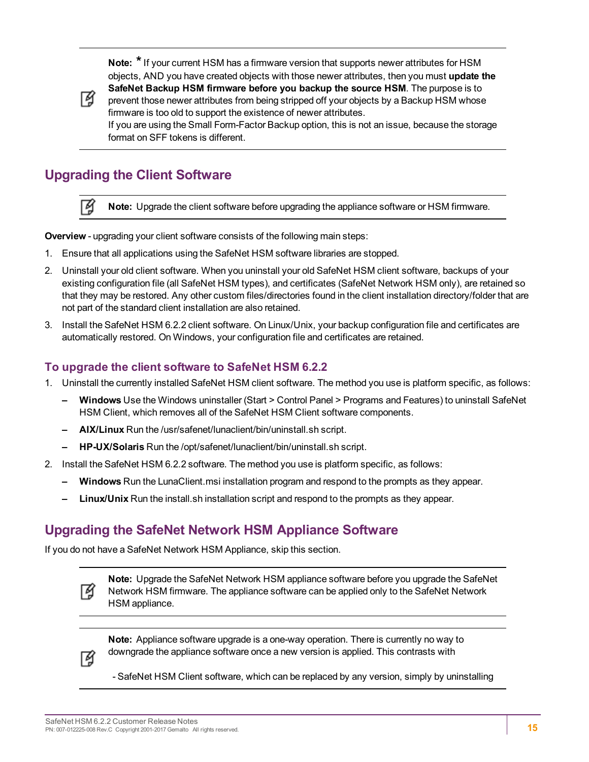> **Note:** * If your current HSM has a firmware version that supports newer attributes for HSM objects, AND you have created objects with those newer attributes, then you must **update the SafeNet Backup HSM firmware before you backup the source HSM**. The purpose is to prevent those newer attributes from being stripped off your objects by a Backup HSM whose firmware is too old to support the existence of newer attributes.
> If you are using the Small Form-Factor Backup option, this is not an issue, because the storage format on SFF tokens is different.

## Upgrading the Client Software

> **Note:** Upgrade the client software before upgrading the appliance software or HSM firmware.

**Overview** - upgrading your client software consists of the following main steps:

1. Ensure that all applications using the SafeNet HSM software libraries are stopped.
2. Uninstall your old client software. When you uninstall your old SafeNet HSM client software, backups of your existing configuration file (all SafeNet HSM types), and certificates (SafeNet Network HSM only), are retained so that they may be restored. Any other custom files/directories found in the client installation directory/folder that are not part of the standard client installation are also retained.
3. Install the SafeNet HSM 6.2.2 client software. On Linux/Unix, your backup configuration file and certificates are automatically restored. On Windows, your configuration file and certificates are retained.

### To upgrade the client software to SafeNet HSM 6.2.2

1. Uninstall the currently installed SafeNet HSM client software. The method you use is platform specific, as follows:
   - **Windows** Use the Windows uninstaller (Start > Control Panel > Programs and Features) to uninstall SafeNet HSM Client, which removes all of the SafeNet HSM Client software components.
   - **AIX/Linux** Run the /usr/safenet/lunaclient/bin/uninstall.sh script.
   - **HP-UX/Solaris** Run the /opt/safenet/lunaclient/bin/uninstall.sh script.
2. Install the SafeNet HSM 6.2.2 software. The method you use is platform specific, as follows:
   - **Windows** Run the LunaClient.msi installation program and respond to the prompts as they appear.
   - **Linux/Unix** Run the install.sh installation script and respond to the prompts as they appear.

## Upgrading the SafeNet Network HSM Appliance Software

If you do not have a SafeNet Network HSM Appliance, skip this section.

> **Note:** Upgrade the SafeNet Network HSM appliance software before you upgrade the SafeNet Network HSM firmware. The appliance software can be applied only to the SafeNet Network HSM appliance.

> **Note:** Appliance software upgrade is a one-way operation. There is currently no way to downgrade the appliance software once a new version is applied. This contrasts with
>
> - SafeNet HSM Client software, which can be replaced by any version, simply by uninstalling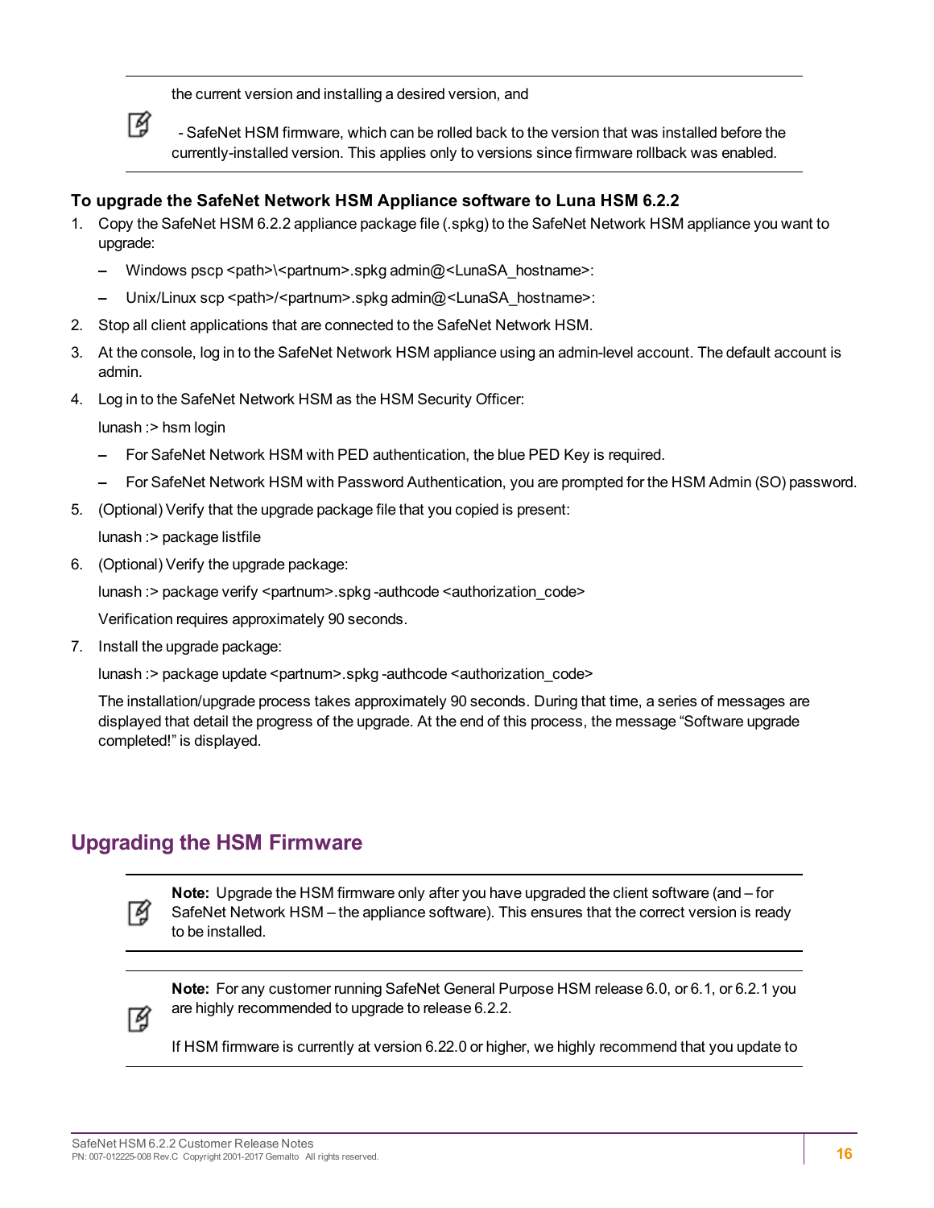> the current version and installing a desired version, and
>
> - SafeNet HSM firmware, which can be rolled back to the version that was installed before the currently-installed version. This applies only to versions since firmware rollback was enabled.

**To upgrade the SafeNet Network HSM Appliance software to Luna HSM 6.2.2**

1. Copy the SafeNet HSM 6.2.2 appliance package file (.spkg) to the SafeNet Network HSM appliance you want to upgrade:
   - Windows pscp <path>\<partnum>.spkg admin@<LunaSA_hostname>:
   - Unix/Linux scp <path>/<partnum>.spkg admin@<LunaSA_hostname>:
2. Stop all client applications that are connected to the SafeNet Network HSM.
3. At the console, log in to the SafeNet Network HSM appliance using an admin-level account. The default account is admin.
4. Log in to the SafeNet Network HSM as the HSM Security Officer:

   lunash :> hsm login

   - For SafeNet Network HSM with PED authentication, the blue PED Key is required.
   - For SafeNet Network HSM with Password Authentication, you are prompted for the HSM Admin (SO) password.
5. (Optional) Verify that the upgrade package file that you copied is present:

   lunash :> package listfile
6. (Optional) Verify the upgrade package:

   lunash :> package verify <partnum>.spkg -authcode <authorization_code>

   Verification requires approximately 90 seconds.
7. Install the upgrade package:

   lunash :> package update <partnum>.spkg -authcode <authorization_code>

   The installation/upgrade process takes approximately 90 seconds. During that time, a series of messages are displayed that detail the progress of the upgrade. At the end of this process, the message “Software upgrade completed!” is displayed.

## Upgrading the HSM Firmware

> **Note:** Upgrade the HSM firmware only after you have upgraded the client software (and – for SafeNet Network HSM – the appliance software). This ensures that the correct version is ready to be installed.

> **Note:** For any customer running SafeNet General Purpose HSM release 6.0, or 6.1, or 6.2.1 you are highly recommended to upgrade to release 6.2.2.
>
> If HSM firmware is currently at version 6.22.0 or higher, we highly recommend that you update to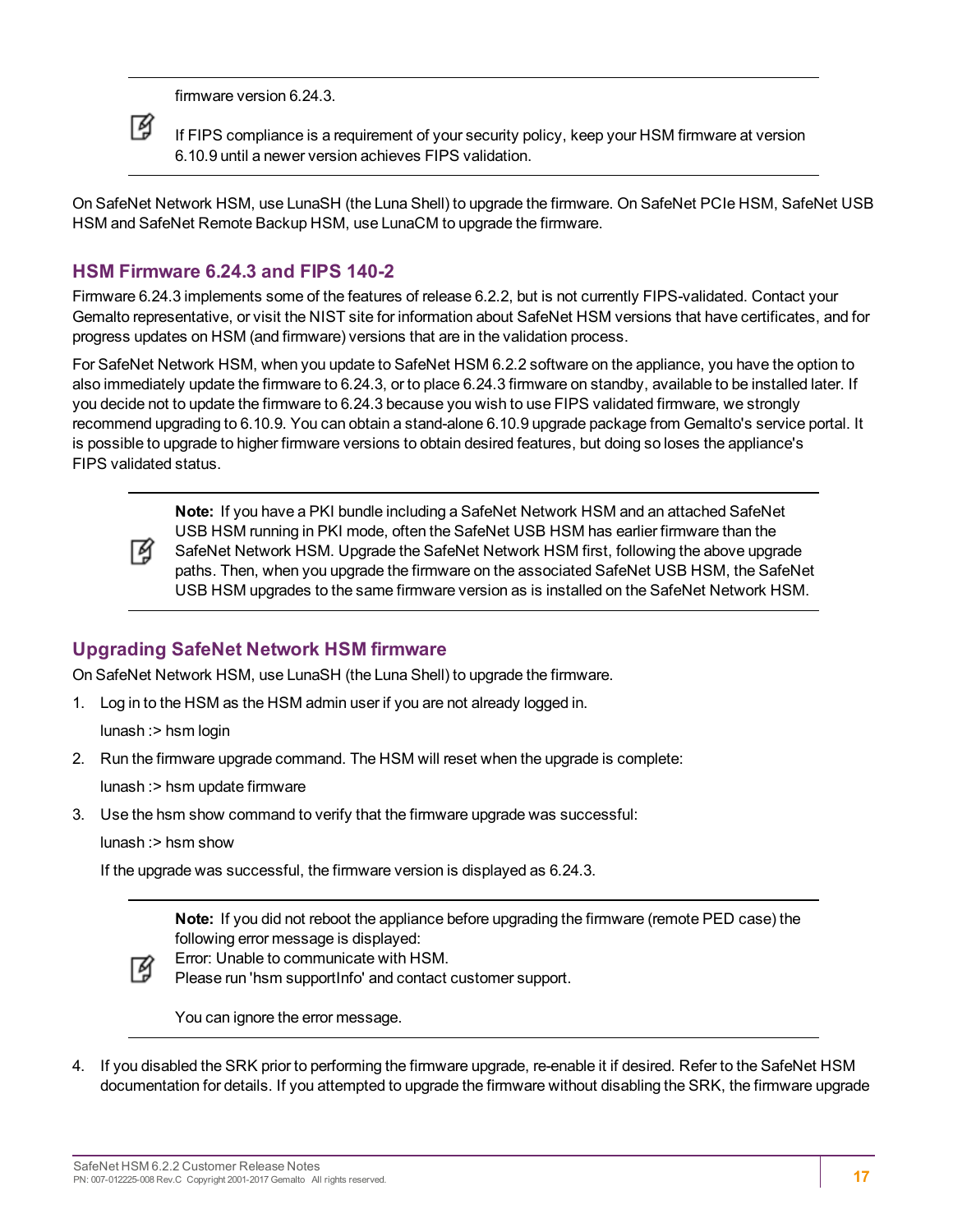firmware version 6.24.3.

If FIPS compliance is a requirement of your security policy, keep your HSM firmware at version 6.10.9 until a newer version achieves FIPS validation.

On SafeNet Network HSM, use LunaSH (the Luna Shell) to upgrade the firmware. On SafeNet PCIe HSM, SafeNet USB HSM and SafeNet Remote Backup HSM, use LunaCM to upgrade the firmware.

## HSM Firmware 6.24.3 and FIPS 140-2

Firmware 6.24.3 implements some of the features of release 6.2.2, but is not currently FIPS-validated. Contact your Gemalto representative, or visit the NIST site for information about SafeNet HSM versions that have certificates, and for progress updates on HSM (and firmware) versions that are in the validation process.

For SafeNet Network HSM, when you update to SafeNet HSM 6.2.2 software on the appliance, you have the option to also immediately update the firmware to 6.24.3, or to place 6.24.3 firmware on standby, available to be installed later. If you decide not to update the firmware to 6.24.3 because you wish to use FIPS validated firmware, we strongly recommend upgrading to 6.10.9. You can obtain a stand-alone 6.10.9 upgrade package from Gemalto's service portal. It is possible to upgrade to higher firmware versions to obtain desired features, but doing so loses the appliance's FIPS validated status.

**Note:** If you have a PKI bundle including a SafeNet Network HSM and an attached SafeNet USB HSM running in PKI mode, often the SafeNet USB HSM has earlier firmware than the SafeNet Network HSM. Upgrade the SafeNet Network HSM first, following the above upgrade paths. Then, when you upgrade the firmware on the associated SafeNet USB HSM, the SafeNet USB HSM upgrades to the same firmware version as is installed on the SafeNet Network HSM.

## Upgrading SafeNet Network HSM firmware

On SafeNet Network HSM, use LunaSH (the Luna Shell) to upgrade the firmware.

1. Log in to the HSM as the HSM admin user if you are not already logged in.

   lunash :> hsm login

2. Run the firmware upgrade command. The HSM will reset when the upgrade is complete:

   lunash :> hsm update firmware

3. Use the hsm show command to verify that the firmware upgrade was successful:

   lunash :> hsm show

   If the upgrade was successful, the firmware version is displayed as 6.24.3.

   **Note:** If you did not reboot the appliance before upgrading the firmware (remote PED case) the following error message is displayed:
   Error: Unable to communicate with HSM.
   Please run 'hsm supportInfo' and contact customer support.

   You can ignore the error message.

4. If you disabled the SRK prior to performing the firmware upgrade, re-enable it if desired. Refer to the SafeNet HSM documentation for details. If you attempted to upgrade the firmware without disabling the SRK, the firmware upgrade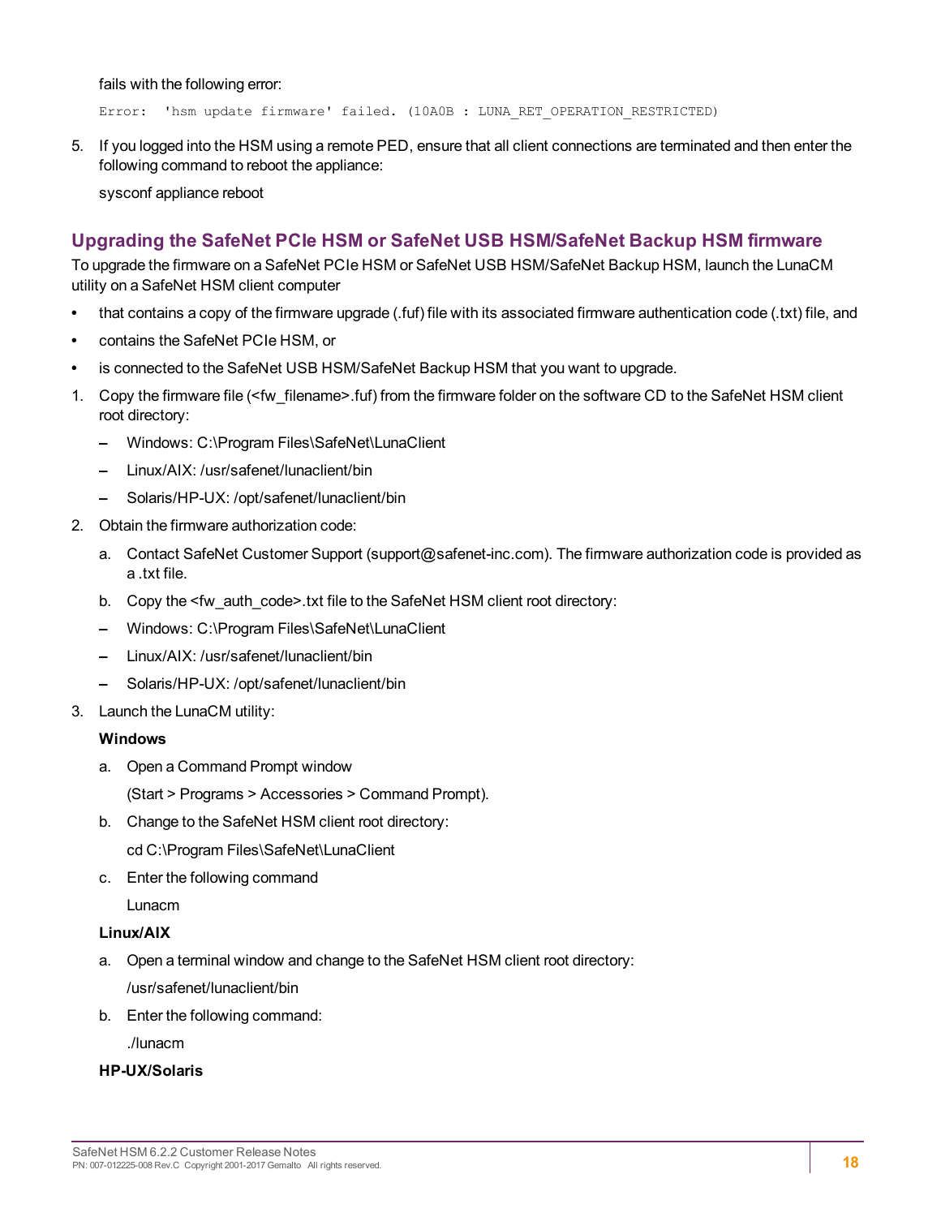fails with the following error:

```
Error:  'hsm update firmware' failed. (10A0B : LUNA_RET_OPERATION_RESTRICTED)
```

5. If you logged into the HSM using a remote PED, ensure that all client connections are terminated and then enter the following command to reboot the appliance:

   sysconf appliance reboot

## Upgrading the SafeNet PCIe HSM or SafeNet USB HSM/SafeNet Backup HSM firmware

To upgrade the firmware on a SafeNet PCIe HSM or SafeNet USB HSM/SafeNet Backup HSM, launch the LunaCM utility on a SafeNet HSM client computer

- that contains a copy of the firmware upgrade (.fuf) file with its associated firmware authentication code (.txt) file, and
- contains the SafeNet PCIe HSM, or
- is connected to the SafeNet USB HSM/SafeNet Backup HSM that you want to upgrade.

1. Copy the firmware file (<fw_filename>.fuf) from the firmware folder on the software CD to the SafeNet HSM client root directory:
   - Windows: C:\Program Files\SafeNet\LunaClient
   - Linux/AIX: /usr/safenet/lunaclient/bin
   - Solaris/HP-UX: /opt/safenet/lunaclient/bin
2. Obtain the firmware authorization code:
   a. Contact SafeNet Customer Support (support@safenet-inc.com). The firmware authorization code is provided as a .txt file.
   b. Copy the <fw_auth_code>.txt file to the SafeNet HSM client root directory:
   - Windows: C:\Program Files\SafeNet\LunaClient
   - Linux/AIX: /usr/safenet/lunaclient/bin
   - Solaris/HP-UX: /opt/safenet/lunaclient/bin
3. Launch the LunaCM utility:

   **Windows**

   a. Open a Command Prompt window

      (Start > Programs > Accessories > Command Prompt).

   b. Change to the SafeNet HSM client root directory:

      cd C:\Program Files\SafeNet\LunaClient

   c. Enter the following command

      Lunacm

   **Linux/AIX**

   a. Open a terminal window and change to the SafeNet HSM client root directory:

      /usr/safenet/lunaclient/bin

   b. Enter the following command:

      ./lunacm

   **HP-UX/Solaris**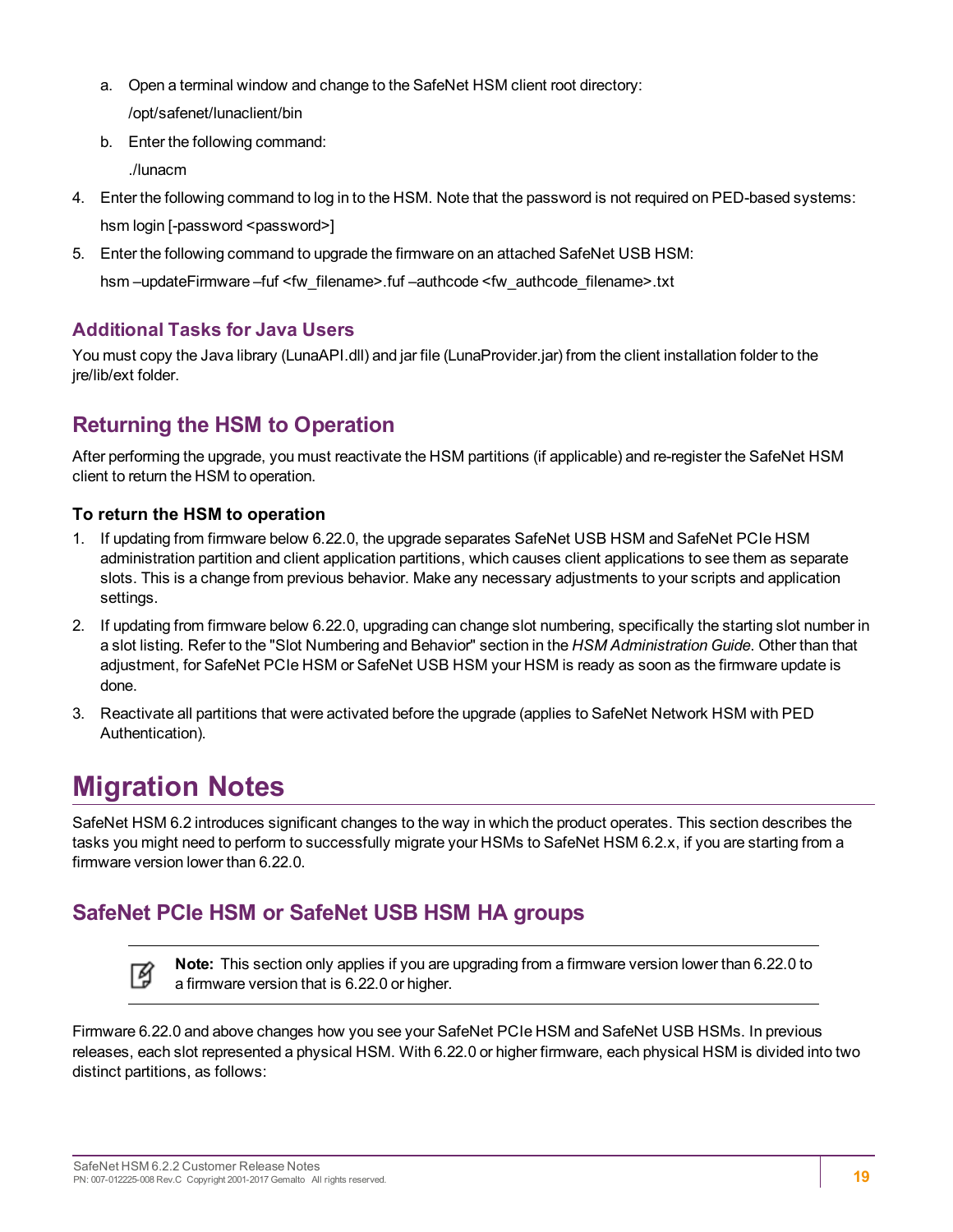a. Open a terminal window and change to the SafeNet HSM client root directory:

      /opt/safenet/lunaclient/bin

   b. Enter the following command:

      ./lunacm

4. Enter the following command to log in to the HSM. Note that the password is not required on PED-based systems:

   hsm login [-password <password>]

5. Enter the following command to upgrade the firmware on an attached SafeNet USB HSM:

   hsm –updateFirmware –fuf <fw_filename>.fuf –authcode <fw_authcode_filename>.txt

### Additional Tasks for Java Users

You must copy the Java library (LunaAPI.dll) and jar file (LunaProvider.jar) from the client installation folder to the jre/lib/ext folder.

## Returning the HSM to Operation

After performing the upgrade, you must reactivate the HSM partitions (if applicable) and re-register the SafeNet HSM client to return the HSM to operation.

**To return the HSM to operation**

1. If updating from firmware below 6.22.0, the upgrade separates SafeNet USB HSM and SafeNet PCIe HSM administration partition and client application partitions, which causes client applications to see them as separate slots. This is a change from previous behavior. Make any necessary adjustments to your scripts and application settings.
2. If updating from firmware below 6.22.0, upgrading can change slot numbering, specifically the starting slot number in a slot listing. Refer to the "Slot Numbering and Behavior" section in the *HSM Administration Guide*. Other than that adjustment, for SafeNet PCIe HSM or SafeNet USB HSM your HSM is ready as soon as the firmware update is done.
3. Reactivate all partitions that were activated before the upgrade (applies to SafeNet Network HSM with PED Authentication).

# Migration Notes

SafeNet HSM 6.2 introduces significant changes to the way in which the product operates. This section describes the tasks you might need to perform to successfully migrate your HSMs to SafeNet HSM 6.2.x, if you are starting from a firmware version lower than 6.22.0.

## SafeNet PCIe HSM or SafeNet USB HSM HA groups

**Note:** This section only applies if you are upgrading from a firmware version lower than 6.22.0 to a firmware version that is 6.22.0 or higher.

Firmware 6.22.0 and above changes how you see your SafeNet PCIe HSM and SafeNet USB HSMs. In previous releases, each slot represented a physical HSM. With 6.22.0 or higher firmware, each physical HSM is divided into two distinct partitions, as follows: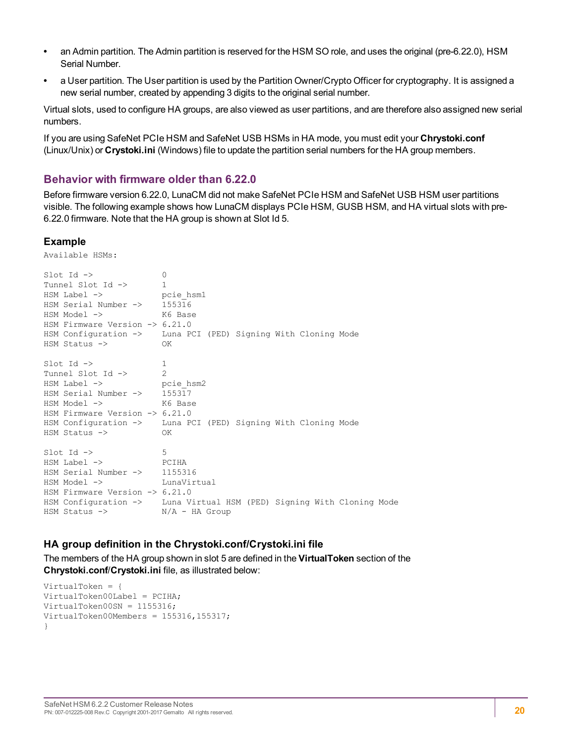- an Admin partition. The Admin partition is reserved for the HSM SO role, and uses the original (pre-6.22.0), HSM Serial Number.
- a User partition. The User partition is used by the Partition Owner/Crypto Officer for cryptography. It is assigned a new serial number, created by appending 3 digits to the original serial number.

Virtual slots, used to configure HA groups, are also viewed as user partitions, and are therefore also assigned new serial numbers.

If you are using SafeNet PCIe HSM and SafeNet USB HSMs in HA mode, you must edit your **Chrystoki.conf** (Linux/Unix) or **Crystoki.ini** (Windows) file to update the partition serial numbers for the HA group members.

## Behavior with firmware older than 6.22.0

Before firmware version 6.22.0, LunaCM did not make SafeNet PCIe HSM and SafeNet USB HSM user partitions visible. The following example shows how LunaCM displays PCIe HSM, GUSB HSM, and HA virtual slots with pre-6.22.0 firmware. Note that the HA group is shown at Slot Id 5.

### Example

```
Available HSMs:

Slot Id ->              0
Tunnel Slot Id ->       1
HSM Label ->            pcie_hsm1
HSM Serial Number ->    155316
HSM Model ->            K6 Base
HSM Firmware Version -> 6.21.0
HSM Configuration ->    Luna PCI (PED) Signing With Cloning Mode
HSM Status ->           OK

Slot Id ->              1
Tunnel Slot Id ->       2
HSM Label ->            pcie_hsm2
HSM Serial Number ->    155317
HSM Model ->            K6 Base
HSM Firmware Version -> 6.21.0
HSM Configuration ->    Luna PCI (PED) Signing With Cloning Mode
HSM Status ->           OK

Slot Id ->              5
HSM Label ->            PCIHA
HSM Serial Number ->    1155316
HSM Model ->            LunaVirtual
HSM Firmware Version -> 6.21.0
HSM Configuration ->    Luna Virtual HSM (PED) Signing With Cloning Mode
HSM Status ->           N/A - HA Group
```

### HA group definition in the Chrystoki.conf/Crystoki.ini file

The members of the HA group shown in slot 5 are defined in the **VirtualToken** section of the **Chrystoki.conf**/**Crystoki.ini** file, as illustrated below:

```
VirtualToken = {
VirtualToken00Label = PCIHA;
VirtualToken00SN = 1155316;
VirtualToken00Members = 155316,155317;
}
```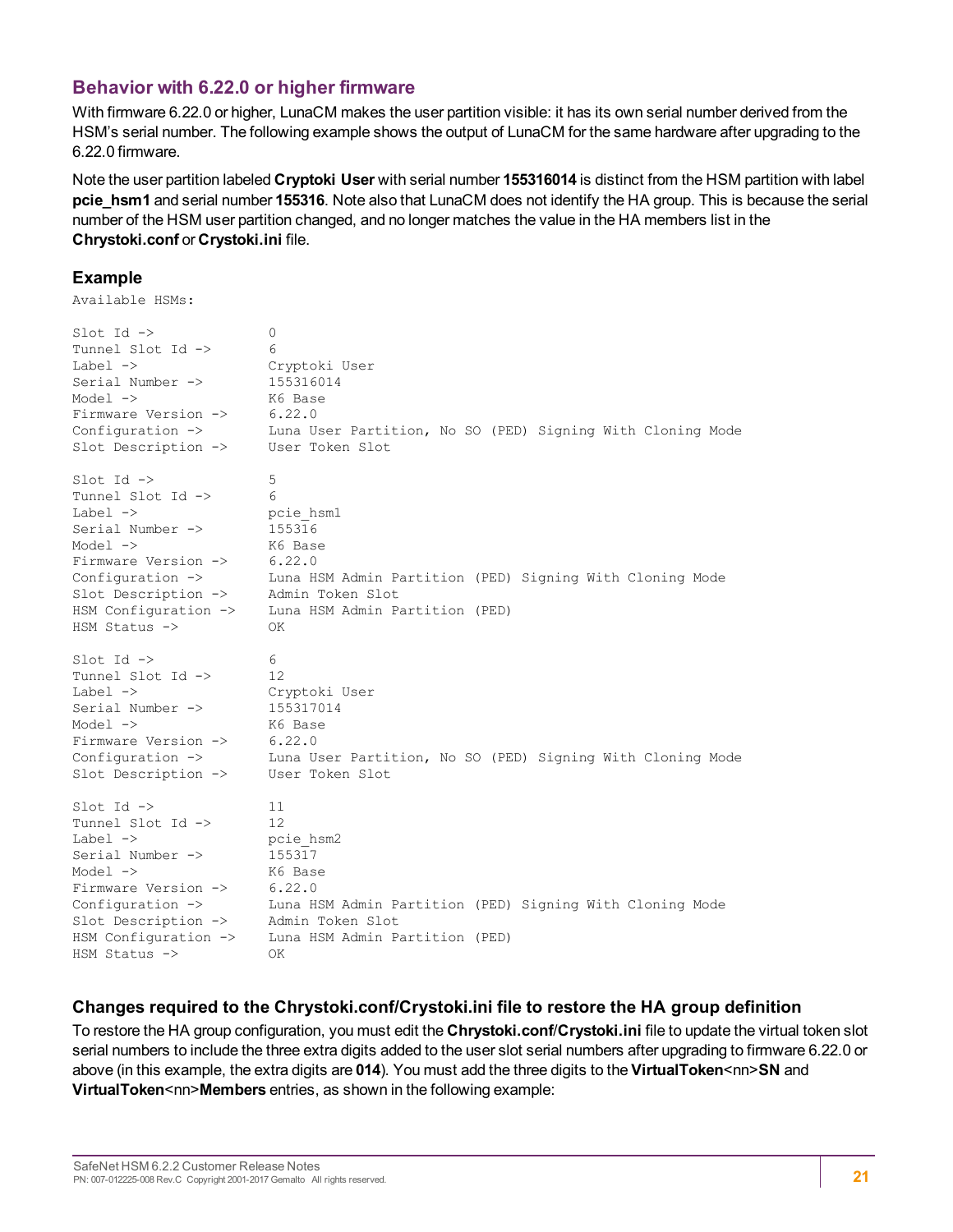### Behavior with 6.22.0 or higher firmware

With firmware 6.22.0 or higher, LunaCM makes the user partition visible: it has its own serial number derived from the HSM's serial number. The following example shows the output of LunaCM for the same hardware after upgrading to the 6.22.0 firmware.

Note the user partition labeled **Cryptoki User** with serial number **155316014** is distinct from the HSM partition with label **pcie_hsm1** and serial number **155316**. Note also that LunaCM does not identify the HA group. This is because the serial number of the HSM user partition changed, and no longer matches the value in the HA members list in the **Chrystoki.conf** or **Crystoki.ini** file.

#### Example

```
Available HSMs:

Slot Id ->              0
Tunnel Slot Id ->       6
Label ->                Cryptoki User
Serial Number ->        155316014
Model ->                K6 Base
Firmware Version ->     6.22.0
Configuration ->        Luna User Partition, No SO (PED) Signing With Cloning Mode
Slot Description ->     User Token Slot

Slot Id ->              5
Tunnel Slot Id ->       6
Label ->                pcie_hsm1
Serial Number ->        155316
Model ->                K6 Base
Firmware Version ->     6.22.0
Configuration ->        Luna HSM Admin Partition (PED) Signing With Cloning Mode
Slot Description ->     Admin Token Slot
HSM Configuration ->    Luna HSM Admin Partition (PED)
HSM Status ->           OK

Slot Id ->              6
Tunnel Slot Id ->       12
Label ->                Cryptoki User
Serial Number ->        155317014
Model ->                K6 Base
Firmware Version ->     6.22.0
Configuration ->        Luna User Partition, No SO (PED) Signing With Cloning Mode
Slot Description ->     User Token Slot

Slot Id ->              11
Tunnel Slot Id ->       12
Label ->                pcie_hsm2
Serial Number ->        155317
Model ->                K6 Base
Firmware Version ->     6.22.0
Configuration ->        Luna HSM Admin Partition (PED) Signing With Cloning Mode
Slot Description ->     Admin Token Slot
HSM Configuration ->    Luna HSM Admin Partition (PED)
HSM Status ->           OK
```

#### Changes required to the Chrystoki.conf/Crystoki.ini file to restore the HA group definition

To restore the HA group configuration, you must edit the **Chrystoki.conf/Crystoki.ini** file to update the virtual token slot serial numbers to include the three extra digits added to the user slot serial numbers after upgrading to firmware 6.22.0 or above (in this example, the extra digits are **014**). You must add the three digits to the **VirtualToken**<nn>**SN** and **VirtualToken**<nn>**Members** entries, as shown in the following example: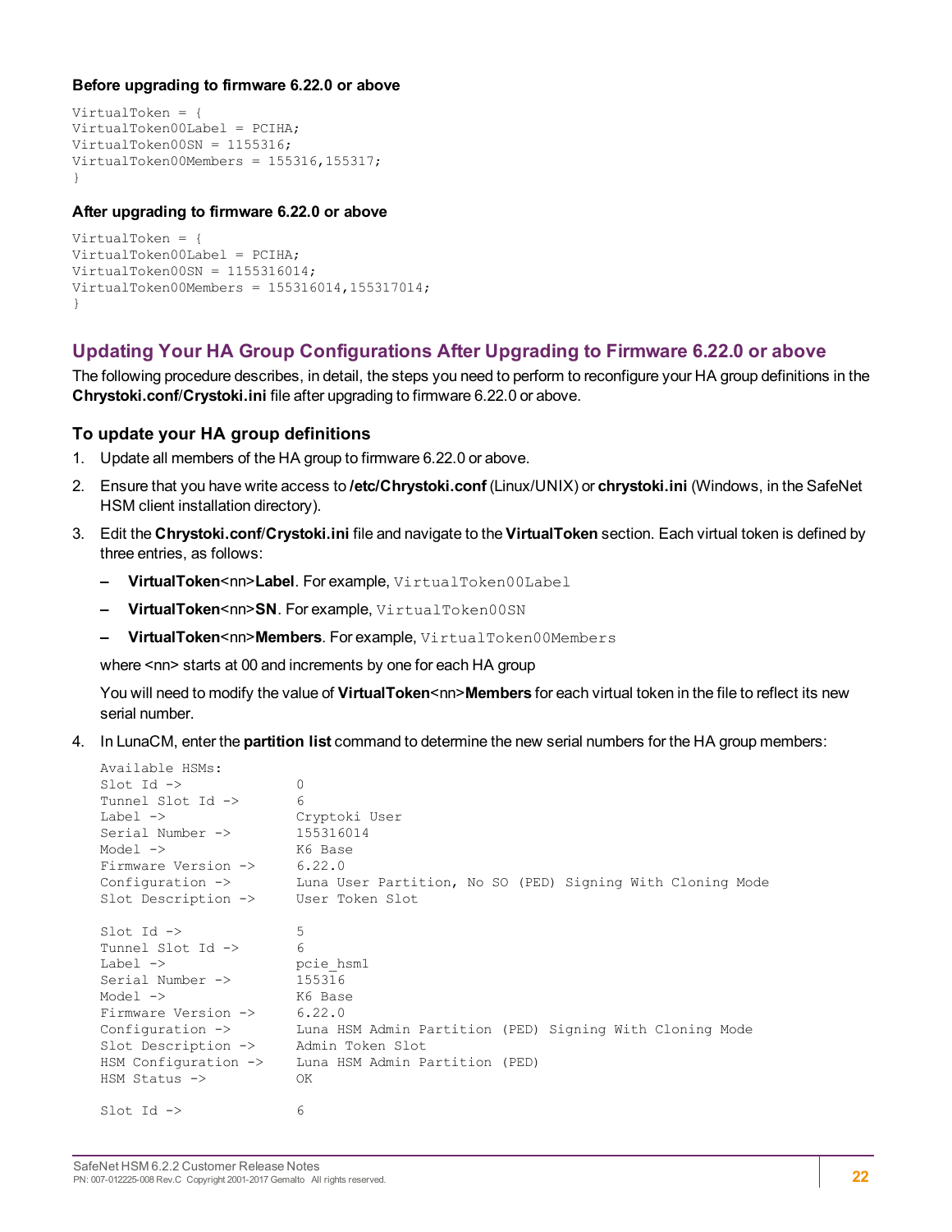**Before upgrading to firmware 6.22.0 or above**

```
VirtualToken = {
VirtualToken00Label = PCIHA;
VirtualToken00SN = 1155316;
VirtualToken00Members = 155316,155317;
}
```

**After upgrading to firmware 6.22.0 or above**

```
VirtualToken = {
VirtualToken00Label = PCIHA;
VirtualToken00SN = 1155316014;
VirtualToken00Members = 155316014,155317014;
}
```

## Updating Your HA Group Configurations After Upgrading to Firmware 6.22.0 or above

The following procedure describes, in detail, the steps you need to perform to reconfigure your HA group definitions in the **Chrystoki.conf**/**Crystoki.ini** file after upgrading to firmware 6.22.0 or above.

### To update your HA group definitions

1. Update all members of the HA group to firmware 6.22.0 or above.
2. Ensure that you have write access to **/etc/Chrystoki.conf** (Linux/UNIX) or **chrystoki.ini** (Windows, in the SafeNet HSM client installation directory).
3. Edit the **Chrystoki.conf**/**Crystoki.ini** file and navigate to the **VirtualToken** section. Each virtual token is defined by three entries, as follows:
   - **VirtualToken**<nn>**Label**. For example, `VirtualToken00Label`
   - **VirtualToken**<nn>**SN**. For example, `VirtualToken00SN`
   - **VirtualToken**<nn>**Members**. For example, `VirtualToken00Members`

   where <nn> starts at 00 and increments by one for each HA group

   You will need to modify the value of **VirtualToken**<nn>**Members** for each virtual token in the file to reflect its new serial number.
4. In LunaCM, enter the **partition list** command to determine the new serial numbers for the HA group members:

```
Available HSMs:
Slot Id ->              0
Tunnel Slot Id ->       6
Label ->                Cryptoki User
Serial Number ->        155316014
Model ->                K6 Base
Firmware Version ->     6.22.0
Configuration ->        Luna User Partition, No SO (PED) Signing With Cloning Mode
Slot Description ->     User Token Slot

Slot Id ->              5
Tunnel Slot Id ->       6
Label ->                pcie_hsm1
Serial Number ->        155316
Model ->                K6 Base
Firmware Version ->     6.22.0
Configuration ->        Luna HSM Admin Partition (PED) Signing With Cloning Mode
Slot Description ->     Admin Token Slot
HSM Configuration ->    Luna HSM Admin Partition (PED)
HSM Status ->           OK

Slot Id ->              6
```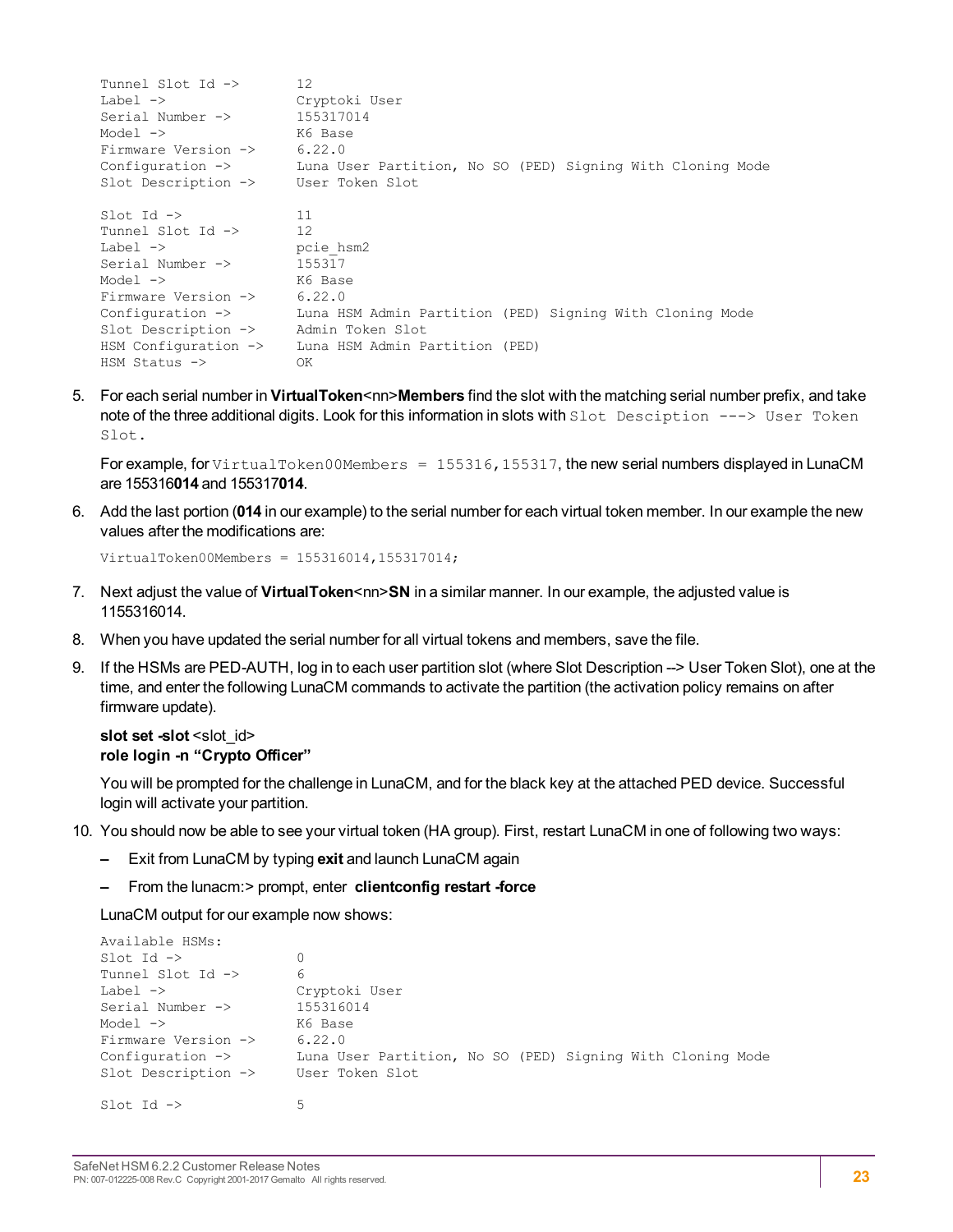```
Tunnel Slot Id ->       12
Label ->                Cryptoki User
Serial Number ->        155317014
Model ->                K6 Base
Firmware Version ->     6.22.0
Configuration ->        Luna User Partition, No SO (PED) Signing With Cloning Mode
Slot Description ->     User Token Slot

Slot Id ->              11
Tunnel Slot Id ->       12
Label ->                pcie_hsm2
Serial Number ->        155317
Model ->                K6 Base
Firmware Version ->     6.22.0
Configuration ->        Luna HSM Admin Partition (PED) Signing With Cloning Mode
Slot Description ->     Admin Token Slot
HSM Configuration ->    Luna HSM Admin Partition (PED)
HSM Status ->           OK
```

5. For each serial number in **VirtualToken**<nn>**Members** find the slot with the matching serial number prefix, and take note of the three additional digits. Look for this information in slots with `Slot Desciption ---> User Token Slot.`

   For example, for `VirtualToken00Members = 155316,155317`, the new serial numbers displayed in LunaCM are 155316**014** and 155317**014**.

6. Add the last portion (**014** in our example) to the serial number for each virtual token member. In our example the new values after the modifications are:

   ```
   VirtualToken00Members = 155316014,155317014;
   ```

7. Next adjust the value of **VirtualToken**<nn>**SN** in a similar manner. In our example, the adjusted value is 1155316014.

8. When you have updated the serial number for all virtual tokens and members, save the file.

9. If the HSMs are PED-AUTH, log in to each user partition slot (where Slot Description --> User Token Slot), one at the time, and enter the following LunaCM commands to activate the partition (the activation policy remains on after firmware update).

   **slot set -slot** <slot_id>
   **role login -n "Crypto Officer"**

   You will be prompted for the challenge in LunaCM, and for the black key at the attached PED device. Successful login will activate your partition.

10. You should now be able to see your virtual token (HA group). First, restart LunaCM in one of following two ways:

    – Exit from LunaCM by typing **exit** and launch LunaCM again

    – From the lunacm:> prompt, enter **clientconfig restart -force**

    LunaCM output for our example now shows:

    ```
    Available HSMs:
    Slot Id ->              0
    Tunnel Slot Id ->       6
    Label ->                Cryptoki User
    Serial Number ->        155316014
    Model ->                K6 Base
    Firmware Version ->     6.22.0
    Configuration ->        Luna User Partition, No SO (PED) Signing With Cloning Mode
    Slot Description ->     User Token Slot

    Slot Id ->              5
    ```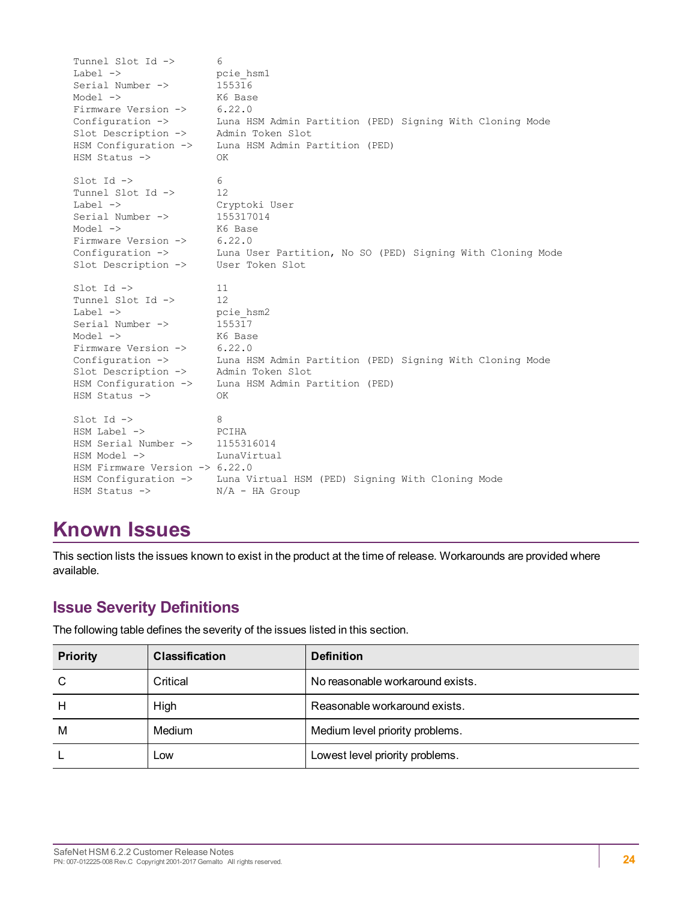```
   Tunnel Slot Id ->       6
   Label ->                pcie_hsm1
   Serial Number ->        155316
   Model ->                K6 Base
   Firmware Version ->     6.22.0
   Configuration ->        Luna HSM Admin Partition (PED) Signing With Cloning Mode
   Slot Description ->     Admin Token Slot
   HSM Configuration ->    Luna HSM Admin Partition (PED)
   HSM Status ->           OK

   Slot Id ->              6
   Tunnel Slot Id ->       12
   Label ->                Cryptoki User
   Serial Number ->        155317014
   Model ->                K6 Base
   Firmware Version ->     6.22.0
   Configuration ->        Luna User Partition, No SO (PED) Signing With Cloning Mode
   Slot Description ->     User Token Slot

   Slot Id ->              11
   Tunnel Slot Id ->       12
   Label ->                pcie_hsm2
   Serial Number ->        155317
   Model ->                K6 Base
   Firmware Version ->     6.22.0
   Configuration ->        Luna HSM Admin Partition (PED) Signing With Cloning Mode
   Slot Description ->     Admin Token Slot
   HSM Configuration ->    Luna HSM Admin Partition (PED)
   HSM Status ->           OK

   Slot Id ->              8
   HSM Label ->            PCIHA
   HSM Serial Number ->    1155316014
   HSM Model ->            LunaVirtual
   HSM Firmware Version -> 6.22.0
   HSM Configuration ->    Luna Virtual HSM (PED) Signing With Cloning Mode
   HSM Status ->           N/A - HA Group
```

# Known Issues

This section lists the issues known to exist in the product at the time of release. Workarounds are provided where available.

## Issue Severity Definitions

The following table defines the severity of the issues listed in this section.

| Priority | Classification | Definition |
|---|---|---|
| C | Critical | No reasonable workaround exists. |
| H | High | Reasonable workaround exists. |
| M | Medium | Medium level priority problems. |
| L | Low | Lowest level priority problems. |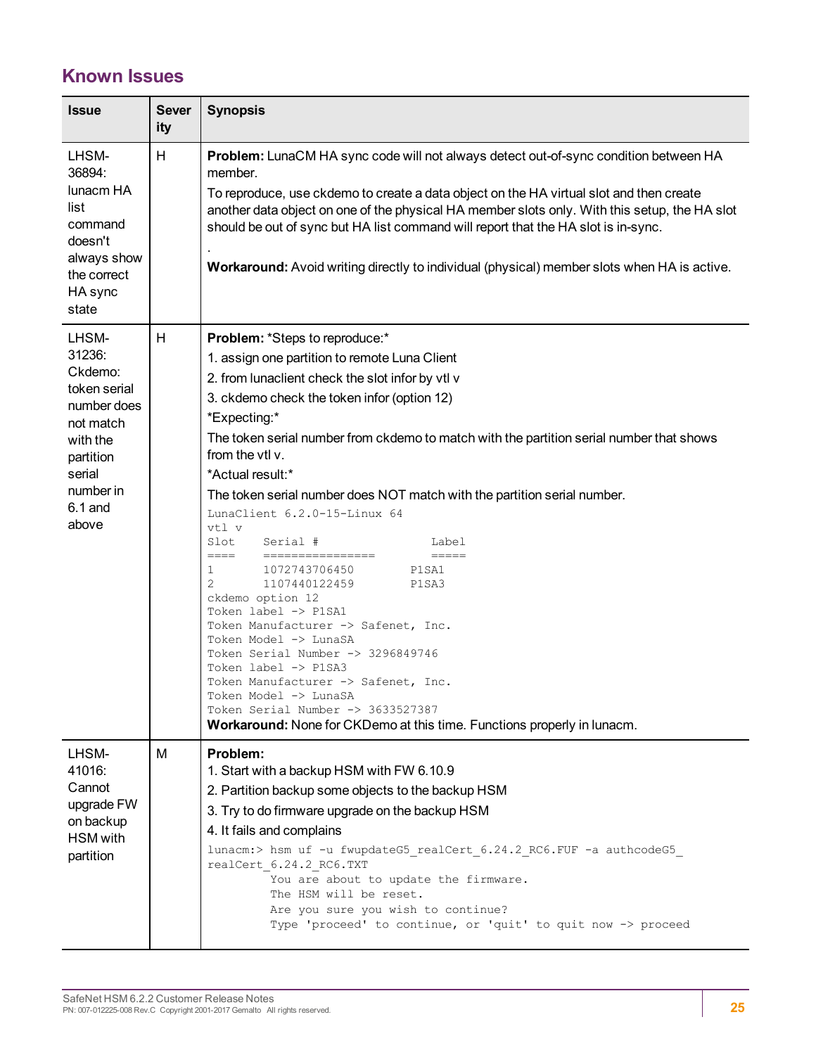## Known Issues

| Issue | Severity | Synopsis |
|---|---|---|
| LHSM-36894: lunacm HA list command doesn't always show the correct HA sync state | H | **Problem:** LunaCM HA sync code will not always detect out-of-sync condition between HA member.<br><br>To reproduce, use ckdemo to create a data object on the HA virtual slot and then create another data object on one of the physical HA member slots only. With this setup, the HA slot should be out of sync but HA list command will report that the HA slot is in-sync.<br><br>.<br><br>**Workaround:** Avoid writing directly to individual (physical) member slots when HA is active. |
| LHSM-31236: Ckdemo: token serial number does not match with the partition serial number in 6.1 and above | H | **Problem:** *Steps to reproduce:*<br><br>1. assign one partition to remote Luna Client<br>2. from lunaclient check the slot infor by vtl v<br>3. ckdemo check the token infor (option 12)<br><br>*Expecting:*<br><br>The token serial number from ckdemo to match with the partition serial number that shows from the vtl v.<br><br>*Actual result:*<br><br>The token serial number does NOT match with the partition serial number.<br><br>`LunaClient 6.2.0-15-Linux 64`<br>`vtl v`<br>`Slot    Serial #              Label`<br>`====    ================      =====`<br>`1       1072743706450       P1SA1`<br>`2       1107440122459       P1SA3`<br>`ckdemo option 12`<br>`Token label -> P1SA1`<br>`Token Manufacturer -> Safenet, Inc.`<br>`Token Model -> LunaSA`<br>`Token Serial Number -> 3296849746`<br>`Token label -> P1SA3`<br>`Token Manufacturer -> Safenet, Inc.`<br>`Token Model -> LunaSA`<br>`Token Serial Number -> 3633527387`<br>**Workaround:** None for CKDemo at this time. Functions properly in lunacm. |
| LHSM-41016: Cannot upgrade FW on backup HSM with partition | M | **Problem:**<br>1. Start with a backup HSM with FW 6.10.9<br>2. Partition backup some objects to the backup HSM<br>3. Try to do firmware upgrade on the backup HSM<br>4. It fails and complains<br><br>`lunacm:> hsm uf -u fwupdateG5_realCert_6.24.2_RC6.FUF -a authcodeG5_realCert_6.24.2_RC6.TXT`<br>`You are about to update the firmware.`<br>`The HSM will be reset.`<br>`Are you sure you wish to continue?`<br>`Type 'proceed' to continue, or 'quit' to quit now -> proceed` |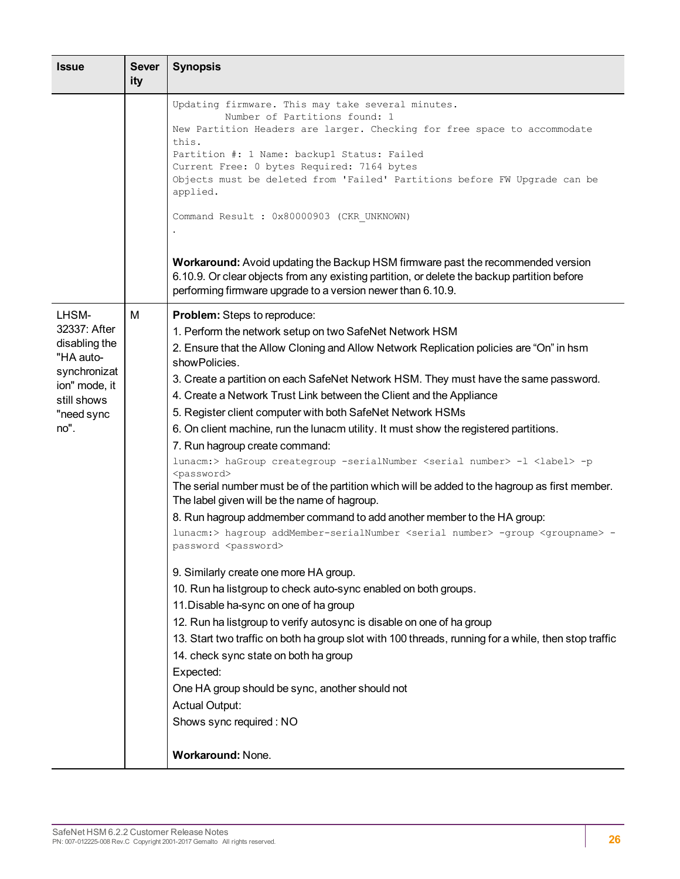| Issue | Severity | Synopsis |
| --- | --- | --- |
| | | `Updating firmware. This may take several minutes.`<br>`        Number of Partitions found: 1`<br>`New Partition Headers are larger. Checking for free space to accommodate this.`<br>`Partition #: 1 Name: backup1 Status: Failed`<br>`Current Free: 0 bytes Required: 7164 bytes`<br>`Objects must be deleted from 'Failed' Partitions before FW Upgrade can be applied.`<br><br>`Command Result : 0x80000903 (CKR_UNKNOWN)`<br>`.`<br><br>**Workaround:** Avoid updating the Backup HSM firmware past the recommended version 6.10.9. Or clear objects from any existing partition, or delete the backup partition before performing firmware upgrade to a version newer than 6.10.9. |
| LHSM-32337: After disabling the "HA auto-synchronization" mode, it still shows "need sync no". | M | **Problem:** Steps to reproduce:<br>1. Perform the network setup on two SafeNet Network HSM<br>2. Ensure that the Allow Cloning and Allow Network Replication policies are "On" in hsm showPolicies.<br>3. Create a partition on each SafeNet Network HSM. They must have the same password.<br>4. Create a Network Trust Link between the Client and the Appliance<br>5. Register client computer with both SafeNet Network HSMs<br>6. On client machine, run the lunacm utility. It must show the registered partitions.<br>7. Run hagroup create command:<br>`lunacm:> haGroup creategroup -serialNumber <serial number> -l <label> -p <password>`<br>The serial number must be of the partition which will be added to the hagroup as first member. The label given will be the name of hagroup.<br>8. Run hagroup addmember command to add another member to the HA group:<br>`lunacm:> hagroup addMember-serialNumber <serial number> -group <groupname> -password <password>`<br><br>9. Similarly create one more HA group.<br>10. Run ha listgroup to check auto-sync enabled on both groups.<br>11.Disable ha-sync on one of ha group<br>12. Run ha listgroup to verify autosync is disable on one of ha group<br>13. Start two traffic on both ha group slot with 100 threads, running for a while, then stop traffic<br>14. check sync state on both ha group<br>Expected:<br>One HA group should be sync, another should not<br>Actual Output:<br>Shows sync required : NO<br><br>**Workaround:** None. |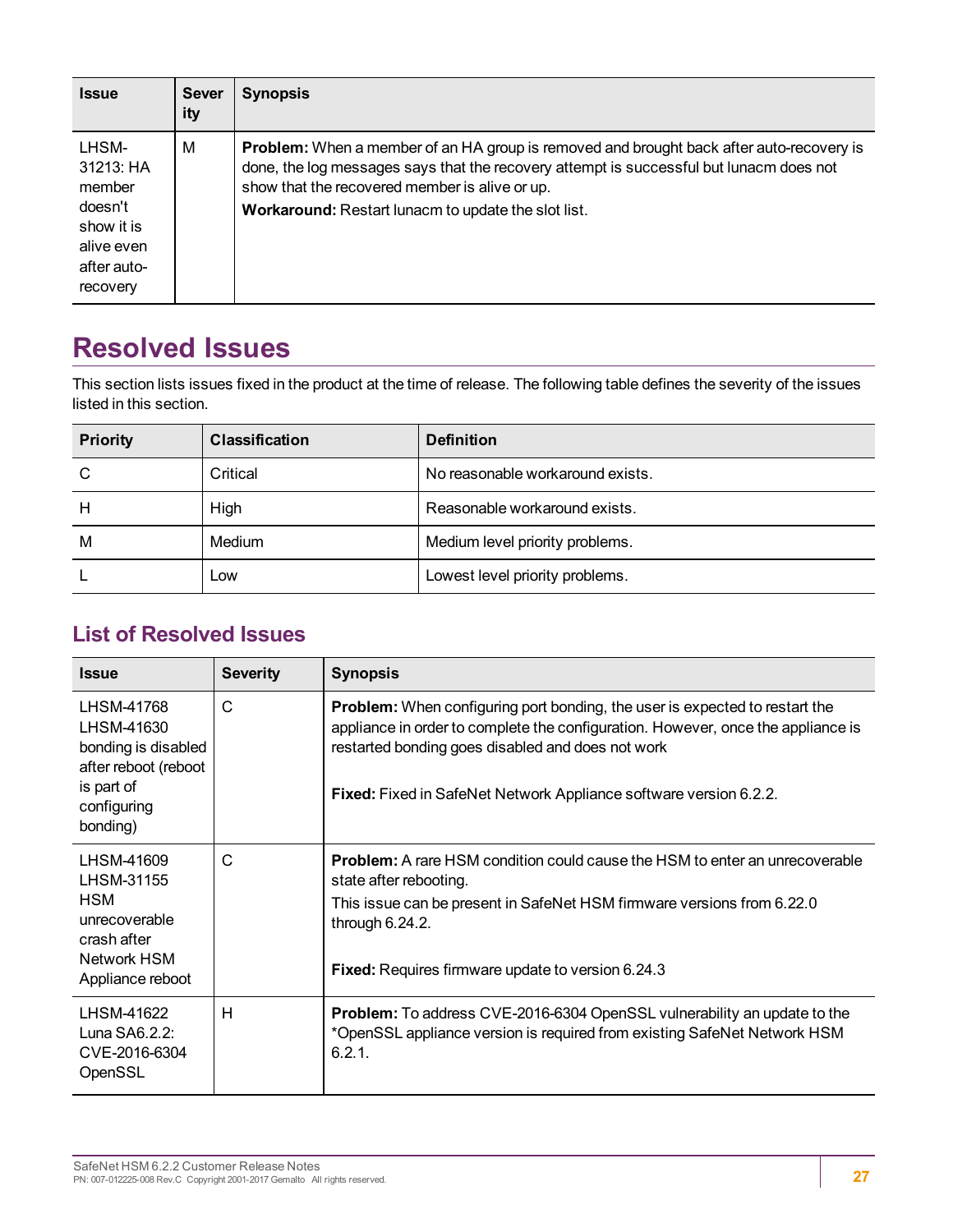| Issue | Severity | Synopsis |
| --- | --- | --- |
| LHSM-31213: HA member doesn't show it is alive even after auto-recovery | M | **Problem:** When a member of an HA group is removed and brought back after auto-recovery is done, the log messages says that the recovery attempt is successful but lunacm does not show that the recovered member is alive or up.<br>**Workaround:** Restart lunacm to update the slot list. |

## Resolved Issues

This section lists issues fixed in the product at the time of release. The following table defines the severity of the issues listed in this section.

| Priority | Classification | Definition |
| --- | --- | --- |
| C | Critical | No reasonable workaround exists. |
| H | High | Reasonable workaround exists. |
| M | Medium | Medium level priority problems. |
| L | Low | Lowest level priority problems. |

### List of Resolved Issues

| Issue | Severity | Synopsis |
| --- | --- | --- |
| LHSM-41768 LHSM-41630 bonding is disabled after reboot (reboot is part of configuring bonding) | C | **Problem:** When configuring port bonding, the user is expected to restart the appliance in order to complete the configuration. However, once the appliance is restarted bonding goes disabled and does not work<br><br>**Fixed:** Fixed in SafeNet Network Appliance software version 6.2.2. |
| LHSM-41609 LHSM-31155 HSM unrecoverable crash after Network HSM Appliance reboot | C | **Problem:** A rare HSM condition could cause the HSM to enter an unrecoverable state after rebooting.<br>This issue can be present in SafeNet HSM firmware versions from 6.22.0 through 6.24.2.<br><br>**Fixed:** Requires firmware update to version 6.24.3 |
| LHSM-41622 Luna SA6.2.2: CVE-2016-6304 OpenSSL | H | **Problem:** To address CVE-2016-6304 OpenSSL vulnerability an update to the *OpenSSL appliance version is required from existing SafeNet Network HSM 6.2.1. |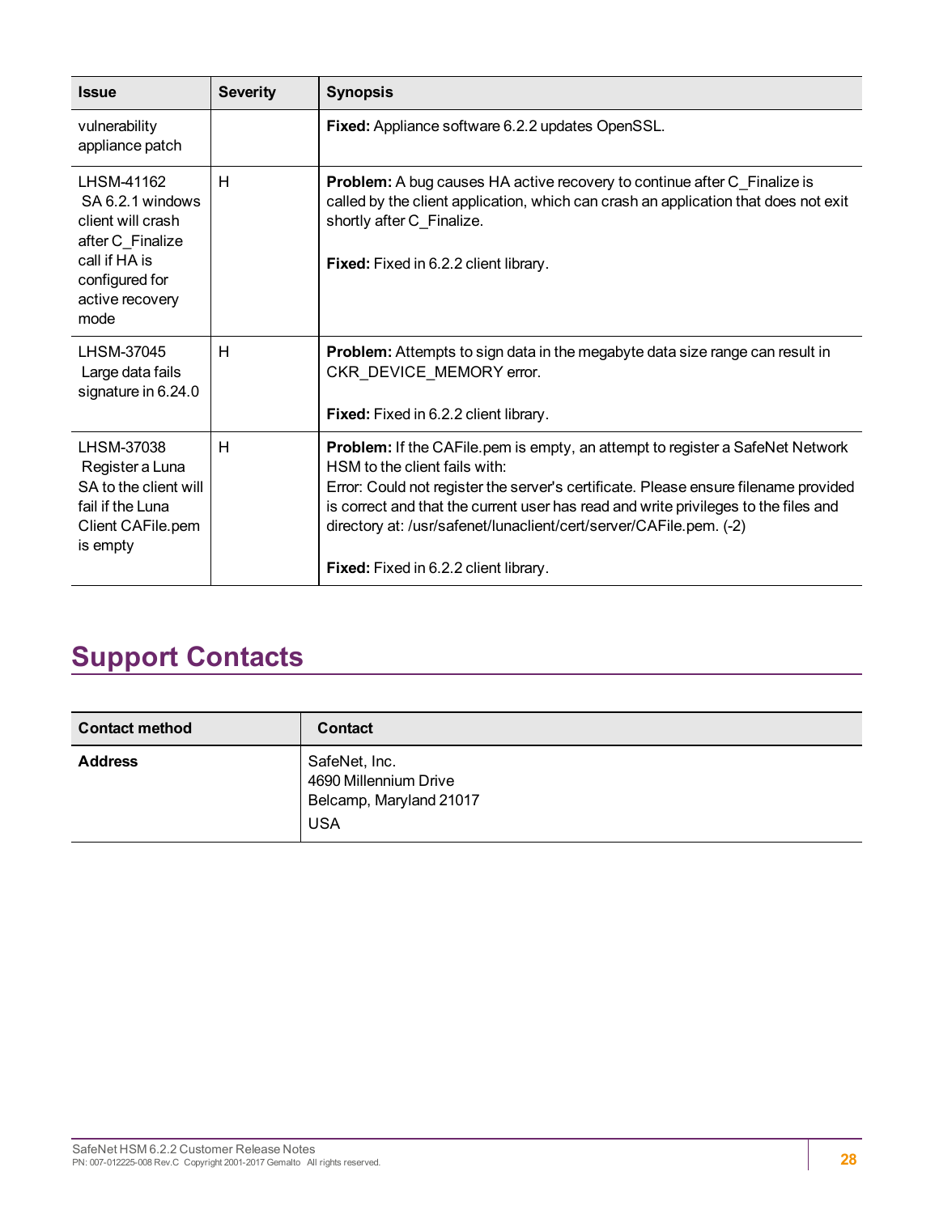| Issue | Severity | Synopsis |
| --- | --- | --- |
| vulnerability appliance patch | | **Fixed:** Appliance software 6.2.2 updates OpenSSL. |
| LHSM-41162 SA 6.2.1 windows client will crash after C_Finalize call if HA is configured for active recovery mode | H | **Problem:** A bug causes HA active recovery to continue after C_Finalize is called by the client application, which can crash an application that does not exit shortly after C_Finalize.<br><br>**Fixed:** Fixed in 6.2.2 client library. |
| LHSM-37045 Large data fails signature in 6.24.0 | H | **Problem:** Attempts to sign data in the megabyte data size range can result in CKR_DEVICE_MEMORY error.<br><br>**Fixed:** Fixed in 6.2.2 client library. |
| LHSM-37038 Register a Luna SA to the client will fail if the Luna Client CAFile.pem is empty | H | **Problem:** If the CAFile.pem is empty, an attempt to register a SafeNet Network HSM to the client fails with:<br>Error: Could not register the server's certificate. Please ensure filename provided is correct and that the current user has read and write privileges to the files and directory at: /usr/safenet/lunaclient/cert/server/CAFile.pem. (-2)<br><br>**Fixed:** Fixed in 6.2.2 client library. |

## Support Contacts

| Contact method | Contact |
| --- | --- |
| **Address** | SafeNet, Inc.<br>4690 Millennium Drive<br>Belcamp, Maryland 21017<br>USA |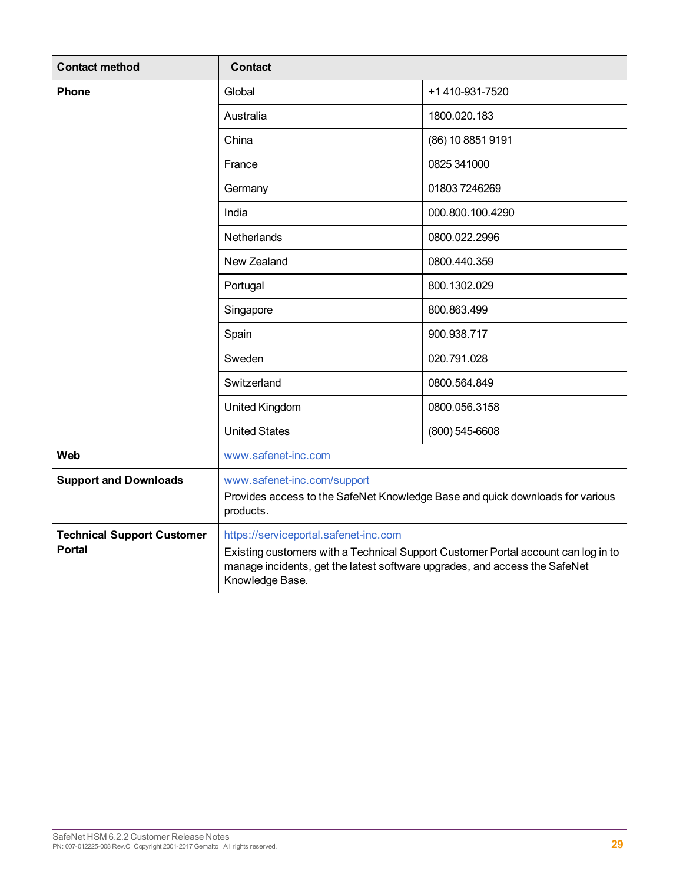| Contact method | Contact | |
|---|---|---|
| **Phone** | Global | +1 410-931-7520 |
| | Australia | 1800.020.183 |
| | China | (86) 10 8851 9191 |
| | France | 0825 341000 |
| | Germany | 01803 7246269 |
| | India | 000.800.100.4290 |
| | Netherlands | 0800.022.2996 |
| | New Zealand | 0800.440.359 |
| | Portugal | 800.1302.029 |
| | Singapore | 800.863.499 |
| | Spain | 900.938.717 |
| | Sweden | 020.791.028 |
| | Switzerland | 0800.564.849 |
| | United Kingdom | 0800.056.3158 |
| | United States | (800) 545-6608 |
| **Web** | www.safenet-inc.com | |
| **Support and Downloads** | www.safenet-inc.com/support<br>Provides access to the SafeNet Knowledge Base and quick downloads for various products. | |
| **Technical Support Customer Portal** | https://serviceportal.safenet-inc.com<br>Existing customers with a Technical Support Customer Portal account can log in to manage incidents, get the latest software upgrades, and access the SafeNet Knowledge Base. | |